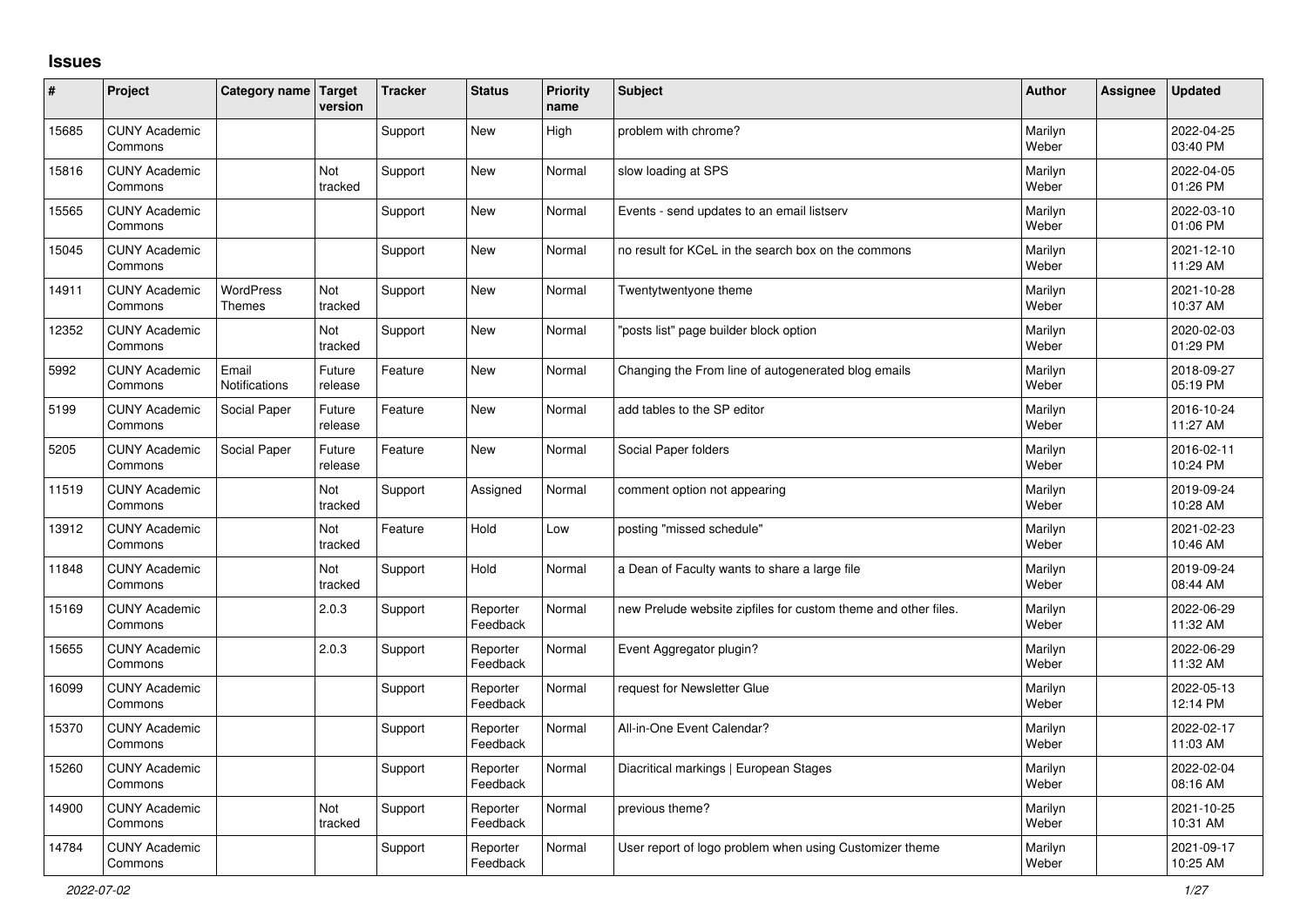## Issues

| # | Project | Category name | Target version | Tracker | Status | Priority name | Subject | Author | Assignee | Updated |
|---|---|---|---|---|---|---|---|---|---|---|
| 15685 | CUNY Academic Commons | | | Support | New | High | problem with chrome? | Marilyn Weber | | 2022-04-25 03:40 PM |
| 15816 | CUNY Academic Commons | | Not tracked | Support | New | Normal | slow loading at SPS | Marilyn Weber | | 2022-04-05 01:26 PM |
| 15565 | CUNY Academic Commons | | | Support | New | Normal | Events - send updates to an email listserv | Marilyn Weber | | 2022-03-10 01:06 PM |
| 15045 | CUNY Academic Commons | | | Support | New | Normal | no result for KCeL in the search box on the commons | Marilyn Weber | | 2021-12-10 11:29 AM |
| 14911 | CUNY Academic Commons | WordPress Themes | Not tracked | Support | New | Normal | Twentytwentyone theme | Marilyn Weber | | 2021-10-28 10:37 AM |
| 12352 | CUNY Academic Commons | | Not tracked | Support | New | Normal | "posts list" page builder block option | Marilyn Weber | | 2020-02-03 01:29 PM |
| 5992 | CUNY Academic Commons | Email Notifications | Future release | Feature | New | Normal | Changing the From line of autogenerated blog emails | Marilyn Weber | | 2018-09-27 05:19 PM |
| 5199 | CUNY Academic Commons | Social Paper | Future release | Feature | New | Normal | add tables to the SP editor | Marilyn Weber | | 2016-10-24 11:27 AM |
| 5205 | CUNY Academic Commons | Social Paper | Future release | Feature | New | Normal | Social Paper folders | Marilyn Weber | | 2016-02-11 10:24 PM |
| 11519 | CUNY Academic Commons | | Not tracked | Support | Assigned | Normal | comment option not appearing | Marilyn Weber | | 2019-09-24 10:28 AM |
| 13912 | CUNY Academic Commons | | Not tracked | Feature | Hold | Low | posting "missed schedule" | Marilyn Weber | | 2021-02-23 10:46 AM |
| 11848 | CUNY Academic Commons | | Not tracked | Support | Hold | Normal | a Dean of Faculty wants to share a large file | Marilyn Weber | | 2019-09-24 08:44 AM |
| 15169 | CUNY Academic Commons | | 2.0.3 | Support | Reporter Feedback | Normal | new Prelude website zipfiles for custom theme and other files. | Marilyn Weber | | 2022-06-29 11:32 AM |
| 15655 | CUNY Academic Commons | | 2.0.3 | Support | Reporter Feedback | Normal | Event Aggregator plugin? | Marilyn Weber | | 2022-06-29 11:32 AM |
| 16099 | CUNY Academic Commons | | | Support | Reporter Feedback | Normal | request for Newsletter Glue | Marilyn Weber | | 2022-05-13 12:14 PM |
| 15370 | CUNY Academic Commons | | | Support | Reporter Feedback | Normal | All-in-One Event Calendar? | Marilyn Weber | | 2022-02-17 11:03 AM |
| 15260 | CUNY Academic Commons | | | Support | Reporter Feedback | Normal | Diacritical markings \| European Stages | Marilyn Weber | | 2022-02-04 08:16 AM |
| 14900 | CUNY Academic Commons | | Not tracked | Support | Reporter Feedback | Normal | previous theme? | Marilyn Weber | | 2021-10-25 10:31 AM |
| 14784 | CUNY Academic Commons | | | Support | Reporter Feedback | Normal | User report of logo problem when using Customizer theme | Marilyn Weber | | 2021-09-17 10:25 AM |

2022-07-02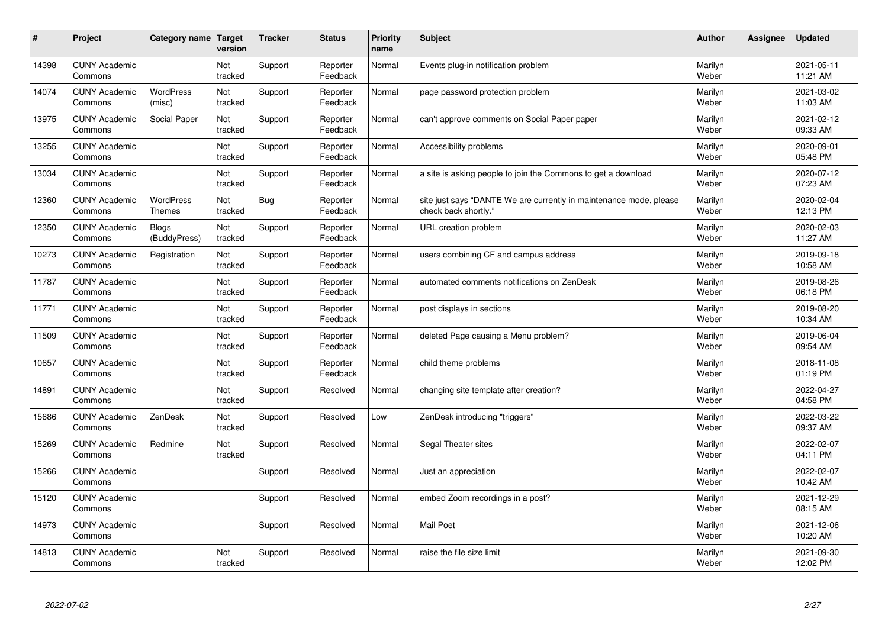| # | Project | Category name | Target version | Tracker | Status | Priority name | Subject | Author | Assignee | Updated |
|---|---|---|---|---|---|---|---|---|---|---|
| 14398 | CUNY Academic Commons | | Not tracked | Support | Reporter Feedback | Normal | Events plug-in notification problem | Marilyn Weber | | 2021-05-11 11:21 AM |
| 14074 | CUNY Academic Commons | WordPress (misc) | Not tracked | Support | Reporter Feedback | Normal | page password protection problem | Marilyn Weber | | 2021-03-02 11:03 AM |
| 13975 | CUNY Academic Commons | Social Paper | Not tracked | Support | Reporter Feedback | Normal | can't approve comments on Social Paper paper | Marilyn Weber | | 2021-02-12 09:33 AM |
| 13255 | CUNY Academic Commons | | Not tracked | Support | Reporter Feedback | Normal | Accessibility problems | Marilyn Weber | | 2020-09-01 05:48 PM |
| 13034 | CUNY Academic Commons | | Not tracked | Support | Reporter Feedback | Normal | a site is asking people to join the Commons to get a download | Marilyn Weber | | 2020-07-12 07:23 AM |
| 12360 | CUNY Academic Commons | WordPress Themes | Not tracked | Bug | Reporter Feedback | Normal | site just says "DANTE We are currently in maintenance mode, please check back shortly." | Marilyn Weber | | 2020-02-04 12:13 PM |
| 12350 | CUNY Academic Commons | Blogs (BuddyPress) | Not tracked | Support | Reporter Feedback | Normal | URL creation problem | Marilyn Weber | | 2020-02-03 11:27 AM |
| 10273 | CUNY Academic Commons | Registration | Not tracked | Support | Reporter Feedback | Normal | users combining CF and campus address | Marilyn Weber | | 2019-09-18 10:58 AM |
| 11787 | CUNY Academic Commons | | Not tracked | Support | Reporter Feedback | Normal | automated comments notifications on ZenDesk | Marilyn Weber | | 2019-08-26 06:18 PM |
| 11771 | CUNY Academic Commons | | Not tracked | Support | Reporter Feedback | Normal | post displays in sections | Marilyn Weber | | 2019-08-20 10:34 AM |
| 11509 | CUNY Academic Commons | | Not tracked | Support | Reporter Feedback | Normal | deleted Page causing a Menu problem? | Marilyn Weber | | 2019-06-04 09:54 AM |
| 10657 | CUNY Academic Commons | | Not tracked | Support | Reporter Feedback | Normal | child theme problems | Marilyn Weber | | 2018-11-08 01:19 PM |
| 14891 | CUNY Academic Commons | | Not tracked | Support | Resolved | Normal | changing site template after creation? | Marilyn Weber | | 2022-04-27 04:58 PM |
| 15686 | CUNY Academic Commons | ZenDesk | Not tracked | Support | Resolved | Low | ZenDesk introducing "triggers" | Marilyn Weber | | 2022-03-22 09:37 AM |
| 15269 | CUNY Academic Commons | Redmine | Not tracked | Support | Resolved | Normal | Segal Theater sites | Marilyn Weber | | 2022-02-07 04:11 PM |
| 15266 | CUNY Academic Commons | | | Support | Resolved | Normal | Just an appreciation | Marilyn Weber | | 2022-02-07 10:42 AM |
| 15120 | CUNY Academic Commons | | | Support | Resolved | Normal | embed Zoom recordings in a post? | Marilyn Weber | | 2021-12-29 08:15 AM |
| 14973 | CUNY Academic Commons | | | Support | Resolved | Normal | Mail Poet | Marilyn Weber | | 2021-12-06 10:20 AM |
| 14813 | CUNY Academic Commons | | Not tracked | Support | Resolved | Normal | raise the file size limit | Marilyn Weber | | 2021-09-30 12:02 PM |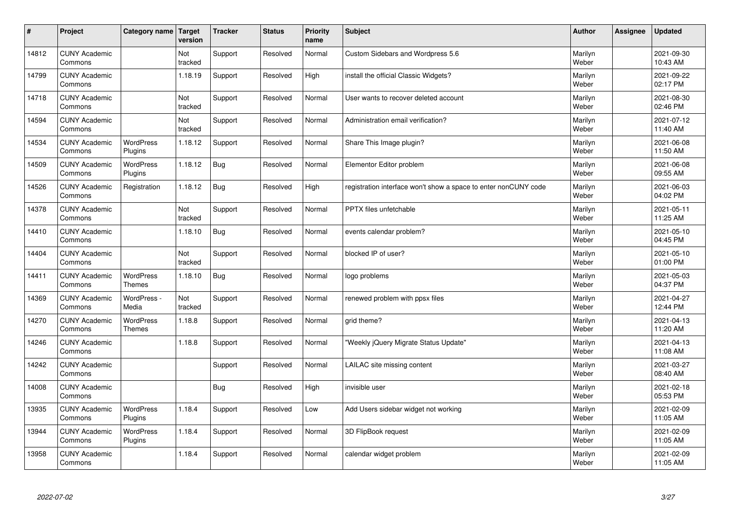| # | Project | Category name | Target version | Tracker | Status | Priority name | Subject | Author | Assignee | Updated |
|---|---|---|---|---|---|---|---|---|---|---|
| 14812 | CUNY Academic Commons | | Not tracked | Support | Resolved | Normal | Custom Sidebars and Wordpress 5.6 | Marilyn Weber | | 2021-09-30 10:43 AM |
| 14799 | CUNY Academic Commons | | 1.18.19 | Support | Resolved | High | install the official Classic Widgets? | Marilyn Weber | | 2021-09-22 02:17 PM |
| 14718 | CUNY Academic Commons | | Not tracked | Support | Resolved | Normal | User wants to recover deleted account | Marilyn Weber | | 2021-08-30 02:46 PM |
| 14594 | CUNY Academic Commons | | Not tracked | Support | Resolved | Normal | Administration email verification? | Marilyn Weber | | 2021-07-12 11:40 AM |
| 14534 | CUNY Academic Commons | WordPress Plugins | 1.18.12 | Support | Resolved | Normal | Share This Image plugin? | Marilyn Weber | | 2021-06-08 11:50 AM |
| 14509 | CUNY Academic Commons | WordPress Plugins | 1.18.12 | Bug | Resolved | Normal | Elementor Editor problem | Marilyn Weber | | 2021-06-08 09:55 AM |
| 14526 | CUNY Academic Commons | Registration | 1.18.12 | Bug | Resolved | High | registration interface won't show a space to enter nonCUNY code | Marilyn Weber | | 2021-06-03 04:02 PM |
| 14378 | CUNY Academic Commons | | Not tracked | Support | Resolved | Normal | PPTX files unfetchable | Marilyn Weber | | 2021-05-11 11:25 AM |
| 14410 | CUNY Academic Commons | | 1.18.10 | Bug | Resolved | Normal | events calendar problem? | Marilyn Weber | | 2021-05-10 04:45 PM |
| 14404 | CUNY Academic Commons | | Not tracked | Support | Resolved | Normal | blocked IP of user? | Marilyn Weber | | 2021-05-10 01:00 PM |
| 14411 | CUNY Academic Commons | WordPress Themes | 1.18.10 | Bug | Resolved | Normal | logo problems | Marilyn Weber | | 2021-05-03 04:37 PM |
| 14369 | CUNY Academic Commons | WordPress - Media | Not tracked | Support | Resolved | Normal | renewed problem with ppsx files | Marilyn Weber | | 2021-04-27 12:44 PM |
| 14270 | CUNY Academic Commons | WordPress Themes | 1.18.8 | Support | Resolved | Normal | grid theme? | Marilyn Weber | | 2021-04-13 11:20 AM |
| 14246 | CUNY Academic Commons | | 1.18.8 | Support | Resolved | Normal | "Weekly jQuery Migrate Status Update" | Marilyn Weber | | 2021-04-13 11:08 AM |
| 14242 | CUNY Academic Commons | | | Support | Resolved | Normal | LAILAC site missing content | Marilyn Weber | | 2021-03-27 08:40 AM |
| 14008 | CUNY Academic Commons | | | Bug | Resolved | High | invisible user | Marilyn Weber | | 2021-02-18 05:53 PM |
| 13935 | CUNY Academic Commons | WordPress Plugins | 1.18.4 | Support | Resolved | Low | Add Users sidebar widget not working | Marilyn Weber | | 2021-02-09 11:05 AM |
| 13944 | CUNY Academic Commons | WordPress Plugins | 1.18.4 | Support | Resolved | Normal | 3D FlipBook request | Marilyn Weber | | 2021-02-09 11:05 AM |
| 13958 | CUNY Academic Commons | | 1.18.4 | Support | Resolved | Normal | calendar widget problem | Marilyn Weber | | 2021-02-09 11:05 AM |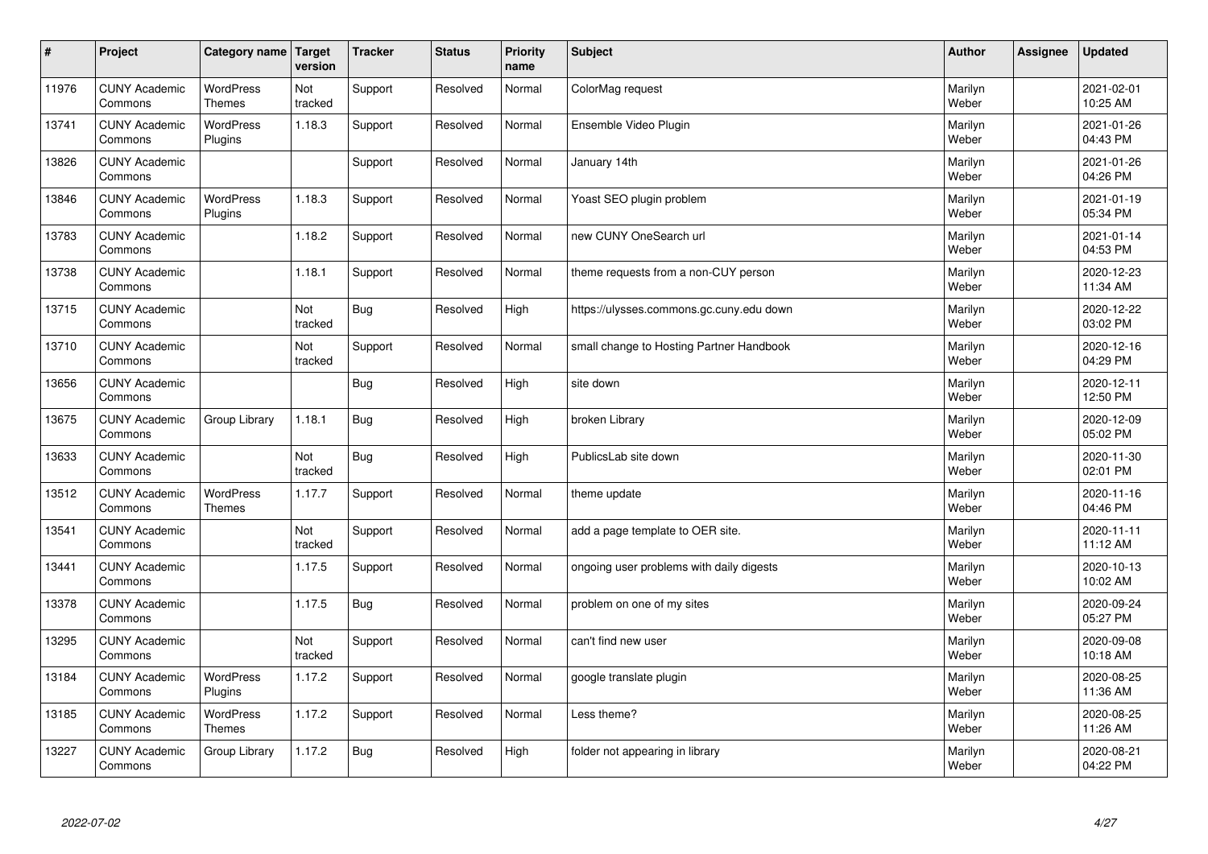| # | Project | Category name | Target version | Tracker | Status | Priority name | Subject | Author | Assignee | Updated |
|---|---|---|---|---|---|---|---|---|---|---|
| 11976 | CUNY Academic Commons | WordPress Themes | Not tracked | Support | Resolved | Normal | ColorMag request | Marilyn Weber | | 2021-02-01 10:25 AM |
| 13741 | CUNY Academic Commons | WordPress Plugins | 1.18.3 | Support | Resolved | Normal | Ensemble Video Plugin | Marilyn Weber | | 2021-01-26 04:43 PM |
| 13826 | CUNY Academic Commons | | | Support | Resolved | Normal | January 14th | Marilyn Weber | | 2021-01-26 04:26 PM |
| 13846 | CUNY Academic Commons | WordPress Plugins | 1.18.3 | Support | Resolved | Normal | Yoast SEO plugin problem | Marilyn Weber | | 2021-01-19 05:34 PM |
| 13783 | CUNY Academic Commons | | 1.18.2 | Support | Resolved | Normal | new CUNY OneSearch url | Marilyn Weber | | 2021-01-14 04:53 PM |
| 13738 | CUNY Academic Commons | | 1.18.1 | Support | Resolved | Normal | theme requests from a non-CUY person | Marilyn Weber | | 2020-12-23 11:34 AM |
| 13715 | CUNY Academic Commons | | Not tracked | Bug | Resolved | High | https://ulysses.commons.gc.cuny.edu down | Marilyn Weber | | 2020-12-22 03:02 PM |
| 13710 | CUNY Academic Commons | | Not tracked | Support | Resolved | Normal | small change to Hosting Partner Handbook | Marilyn Weber | | 2020-12-16 04:29 PM |
| 13656 | CUNY Academic Commons | | | Bug | Resolved | High | site down | Marilyn Weber | | 2020-12-11 12:50 PM |
| 13675 | CUNY Academic Commons | Group Library | 1.18.1 | Bug | Resolved | High | broken Library | Marilyn Weber | | 2020-12-09 05:02 PM |
| 13633 | CUNY Academic Commons | | Not tracked | Bug | Resolved | High | PublicsLab site down | Marilyn Weber | | 2020-11-30 02:01 PM |
| 13512 | CUNY Academic Commons | WordPress Themes | 1.17.7 | Support | Resolved | Normal | theme update | Marilyn Weber | | 2020-11-16 04:46 PM |
| 13541 | CUNY Academic Commons | | Not tracked | Support | Resolved | Normal | add a page template to OER site. | Marilyn Weber | | 2020-11-11 11:12 AM |
| 13441 | CUNY Academic Commons | | 1.17.5 | Support | Resolved | Normal | ongoing user problems with daily digests | Marilyn Weber | | 2020-10-13 10:02 AM |
| 13378 | CUNY Academic Commons | | 1.17.5 | Bug | Resolved | Normal | problem on one of my sites | Marilyn Weber | | 2020-09-24 05:27 PM |
| 13295 | CUNY Academic Commons | | Not tracked | Support | Resolved | Normal | can't find new user | Marilyn Weber | | 2020-09-08 10:18 AM |
| 13184 | CUNY Academic Commons | WordPress Plugins | 1.17.2 | Support | Resolved | Normal | google translate plugin | Marilyn Weber | | 2020-08-25 11:36 AM |
| 13185 | CUNY Academic Commons | WordPress Themes | 1.17.2 | Support | Resolved | Normal | Less theme? | Marilyn Weber | | 2020-08-25 11:26 AM |
| 13227 | CUNY Academic Commons | Group Library | 1.17.2 | Bug | Resolved | High | folder not appearing in library | Marilyn Weber | | 2020-08-21 04:22 PM |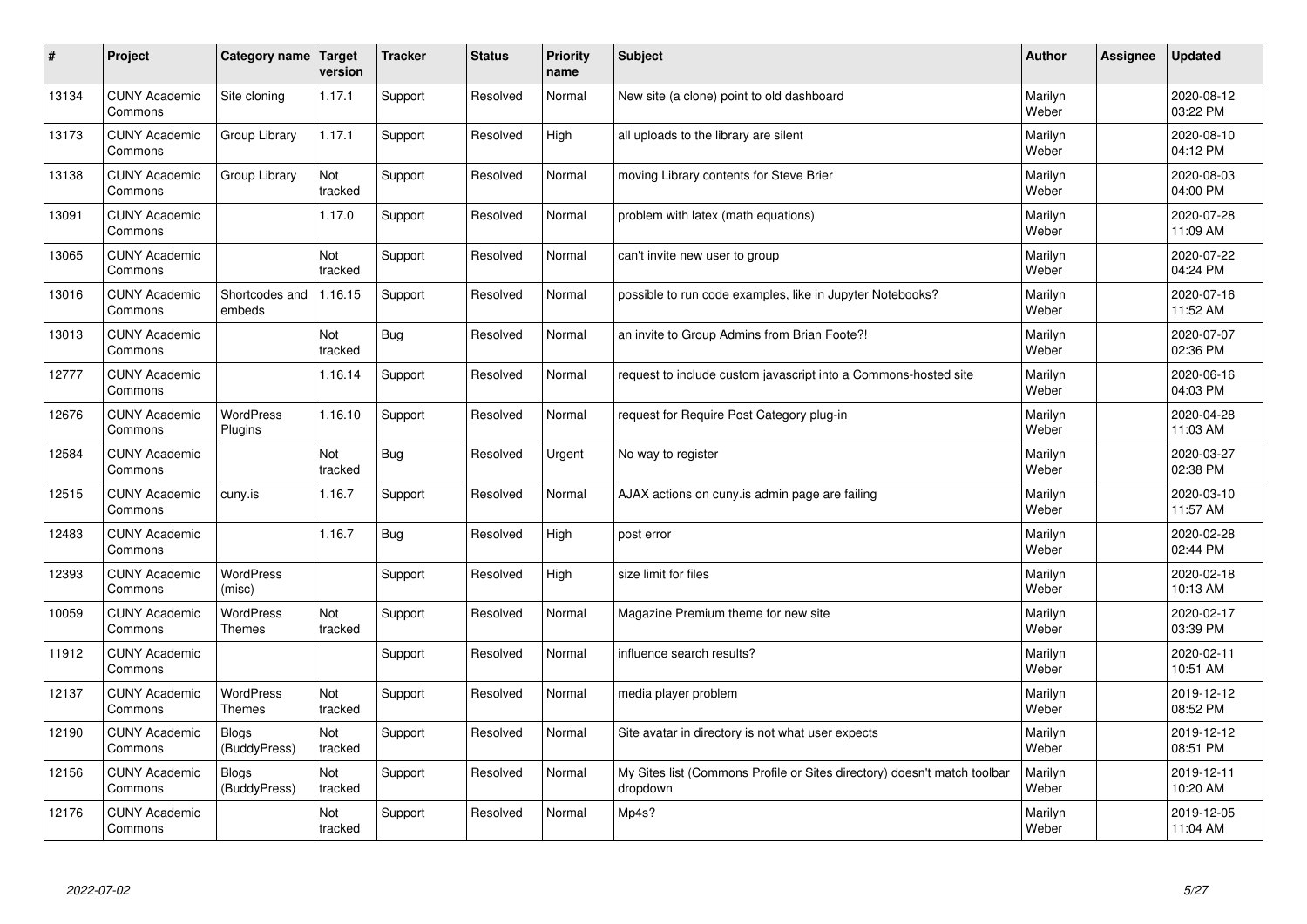| # | Project | Category name | Target version | Tracker | Status | Priority name | Subject | Author | Assignee | Updated |
|---|---|---|---|---|---|---|---|---|---|---|
| 13134 | CUNY Academic Commons | Site cloning | 1.17.1 | Support | Resolved | Normal | New site (a clone) point to old dashboard | Marilyn Weber | | 2020-08-12 03:22 PM |
| 13173 | CUNY Academic Commons | Group Library | 1.17.1 | Support | Resolved | High | all uploads to the library are silent | Marilyn Weber | | 2020-08-10 04:12 PM |
| 13138 | CUNY Academic Commons | Group Library | Not tracked | Support | Resolved | Normal | moving Library contents for Steve Brier | Marilyn Weber | | 2020-08-03 04:00 PM |
| 13091 | CUNY Academic Commons | | 1.17.0 | Support | Resolved | Normal | problem with latex (math equations) | Marilyn Weber | | 2020-07-28 11:09 AM |
| 13065 | CUNY Academic Commons | | Not tracked | Support | Resolved | Normal | can't invite new user to group | Marilyn Weber | | 2020-07-22 04:24 PM |
| 13016 | CUNY Academic Commons | Shortcodes and embeds | 1.16.15 | Support | Resolved | Normal | possible to run code examples, like in Jupyter Notebooks? | Marilyn Weber | | 2020-07-16 11:52 AM |
| 13013 | CUNY Academic Commons | | Not tracked | Bug | Resolved | Normal | an invite to Group Admins from Brian Foote?! | Marilyn Weber | | 2020-07-07 02:36 PM |
| 12777 | CUNY Academic Commons | | 1.16.14 | Support | Resolved | Normal | request to include custom javascript into a Commons-hosted site | Marilyn Weber | | 2020-06-16 04:03 PM |
| 12676 | CUNY Academic Commons | WordPress Plugins | 1.16.10 | Support | Resolved | Normal | request for Require Post Category plug-in | Marilyn Weber | | 2020-04-28 11:03 AM |
| 12584 | CUNY Academic Commons | | Not tracked | Bug | Resolved | Urgent | No way to register | Marilyn Weber | | 2020-03-27 02:38 PM |
| 12515 | CUNY Academic Commons | cuny.is | 1.16.7 | Support | Resolved | Normal | AJAX actions on cuny.is admin page are failing | Marilyn Weber | | 2020-03-10 11:57 AM |
| 12483 | CUNY Academic Commons | | 1.16.7 | Bug | Resolved | High | post error | Marilyn Weber | | 2020-02-28 02:44 PM |
| 12393 | CUNY Academic Commons | WordPress (misc) | | Support | Resolved | High | size limit for files | Marilyn Weber | | 2020-02-18 10:13 AM |
| 10059 | CUNY Academic Commons | WordPress Themes | Not tracked | Support | Resolved | Normal | Magazine Premium theme for new site | Marilyn Weber | | 2020-02-17 03:39 PM |
| 11912 | CUNY Academic Commons | | | Support | Resolved | Normal | influence search results? | Marilyn Weber | | 2020-02-11 10:51 AM |
| 12137 | CUNY Academic Commons | WordPress Themes | Not tracked | Support | Resolved | Normal | media player problem | Marilyn Weber | | 2019-12-12 08:52 PM |
| 12190 | CUNY Academic Commons | Blogs (BuddyPress) | Not tracked | Support | Resolved | Normal | Site avatar in directory is not what user expects | Marilyn Weber | | 2019-12-12 08:51 PM |
| 12156 | CUNY Academic Commons | Blogs (BuddyPress) | Not tracked | Support | Resolved | Normal | My Sites list (Commons Profile or Sites directory) doesn't match toolbar dropdown | Marilyn Weber | | 2019-12-11 10:20 AM |
| 12176 | CUNY Academic Commons | | Not tracked | Support | Resolved | Normal | Mp4s? | Marilyn Weber | | 2019-12-05 11:04 AM |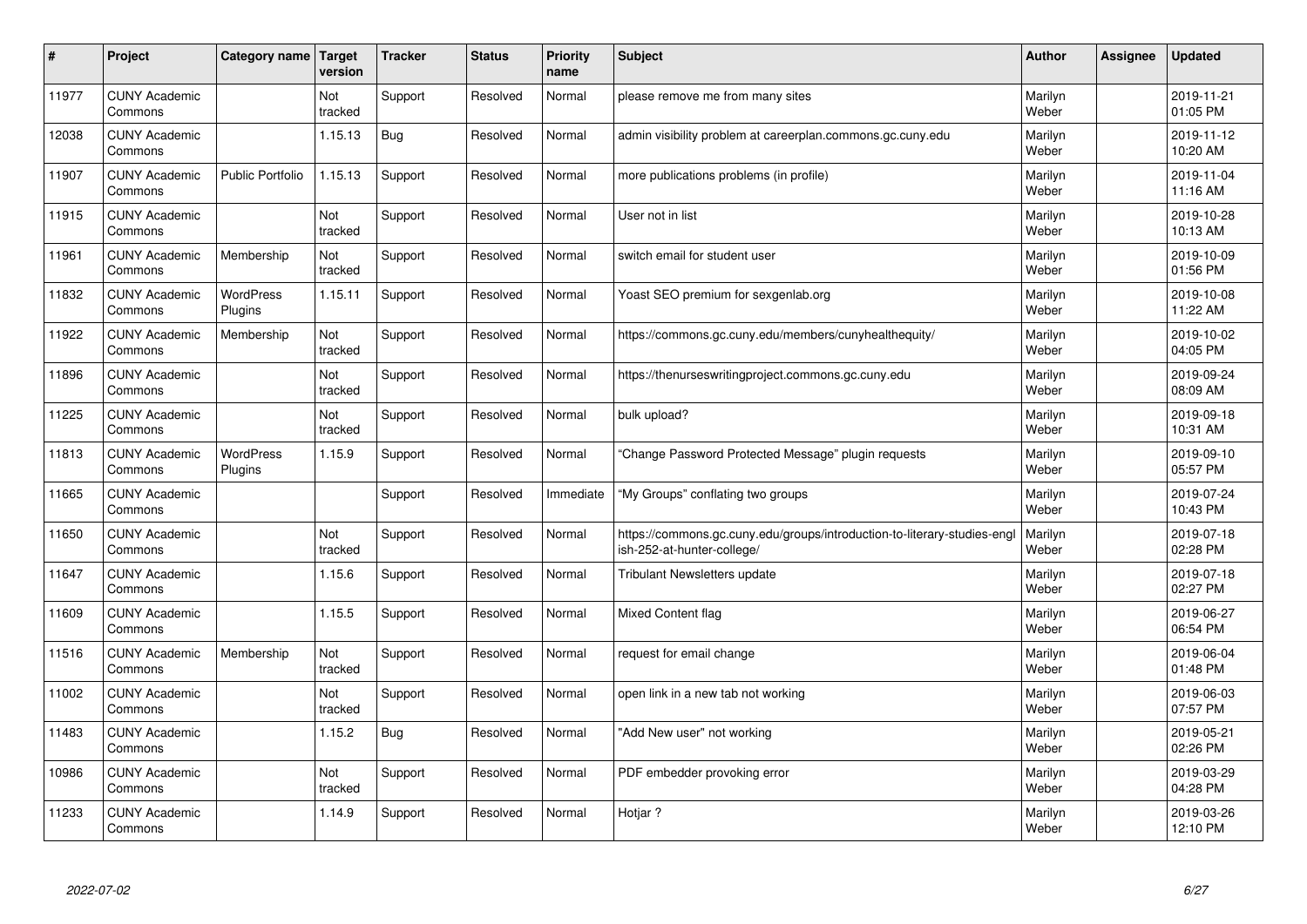| # | Project | Category name | Target version | Tracker | Status | Priority name | Subject | Author | Assignee | Updated |
|---|---|---|---|---|---|---|---|---|---|---|
| 11977 | CUNY Academic Commons | | Not tracked | Support | Resolved | Normal | please remove me from many sites | Marilyn Weber | | 2019-11-21 01:05 PM |
| 12038 | CUNY Academic Commons | | 1.15.13 | Bug | Resolved | Normal | admin visibility problem at careerplan.commons.gc.cuny.edu | Marilyn Weber | | 2019-11-12 10:20 AM |
| 11907 | CUNY Academic Commons | Public Portfolio | 1.15.13 | Support | Resolved | Normal | more publications problems (in profile) | Marilyn Weber | | 2019-11-04 11:16 AM |
| 11915 | CUNY Academic Commons | | Not tracked | Support | Resolved | Normal | User not in list | Marilyn Weber | | 2019-10-28 10:13 AM |
| 11961 | CUNY Academic Commons | Membership | Not tracked | Support | Resolved | Normal | switch email for student user | Marilyn Weber | | 2019-10-09 01:56 PM |
| 11832 | CUNY Academic Commons | WordPress Plugins | 1.15.11 | Support | Resolved | Normal | Yoast SEO premium for sexgenlab.org | Marilyn Weber | | 2019-10-08 11:22 AM |
| 11922 | CUNY Academic Commons | Membership | Not tracked | Support | Resolved | Normal | https://commons.gc.cuny.edu/members/cunyhealthequity/ | Marilyn Weber | | 2019-10-02 04:05 PM |
| 11896 | CUNY Academic Commons | | Not tracked | Support | Resolved | Normal | https://thenurseswritingproject.commons.gc.cuny.edu | Marilyn Weber | | 2019-09-24 08:09 AM |
| 11225 | CUNY Academic Commons | | Not tracked | Support | Resolved | Normal | bulk upload? | Marilyn Weber | | 2019-09-18 10:31 AM |
| 11813 | CUNY Academic Commons | WordPress Plugins | 1.15.9 | Support | Resolved | Normal | "Change Password Protected Message" plugin requests | Marilyn Weber | | 2019-09-10 05:57 PM |
| 11665 | CUNY Academic Commons | | | Support | Resolved | Immediate | "My Groups" conflating two groups | Marilyn Weber | | 2019-07-24 10:43 PM |
| 11650 | CUNY Academic Commons | | Not tracked | Support | Resolved | Normal | https://commons.gc.cuny.edu/groups/introduction-to-literary-studies-english-252-at-hunter-college/ | Marilyn Weber | | 2019-07-18 02:28 PM |
| 11647 | CUNY Academic Commons | | 1.15.6 | Support | Resolved | Normal | Tribulant Newsletters update | Marilyn Weber | | 2019-07-18 02:27 PM |
| 11609 | CUNY Academic Commons | | 1.15.5 | Support | Resolved | Normal | Mixed Content flag | Marilyn Weber | | 2019-06-27 06:54 PM |
| 11516 | CUNY Academic Commons | Membership | Not tracked | Support | Resolved | Normal | request for email change | Marilyn Weber | | 2019-06-04 01:48 PM |
| 11002 | CUNY Academic Commons | | Not tracked | Support | Resolved | Normal | open link in a new tab not working | Marilyn Weber | | 2019-06-03 07:57 PM |
| 11483 | CUNY Academic Commons | | 1.15.2 | Bug | Resolved | Normal | "Add New user" not working | Marilyn Weber | | 2019-05-21 02:26 PM |
| 10986 | CUNY Academic Commons | | Not tracked | Support | Resolved | Normal | PDF embedder provoking error | Marilyn Weber | | 2019-03-29 04:28 PM |
| 11233 | CUNY Academic Commons | | 1.14.9 | Support | Resolved | Normal | Hotjar ? | Marilyn Weber | | 2019-03-26 12:10 PM |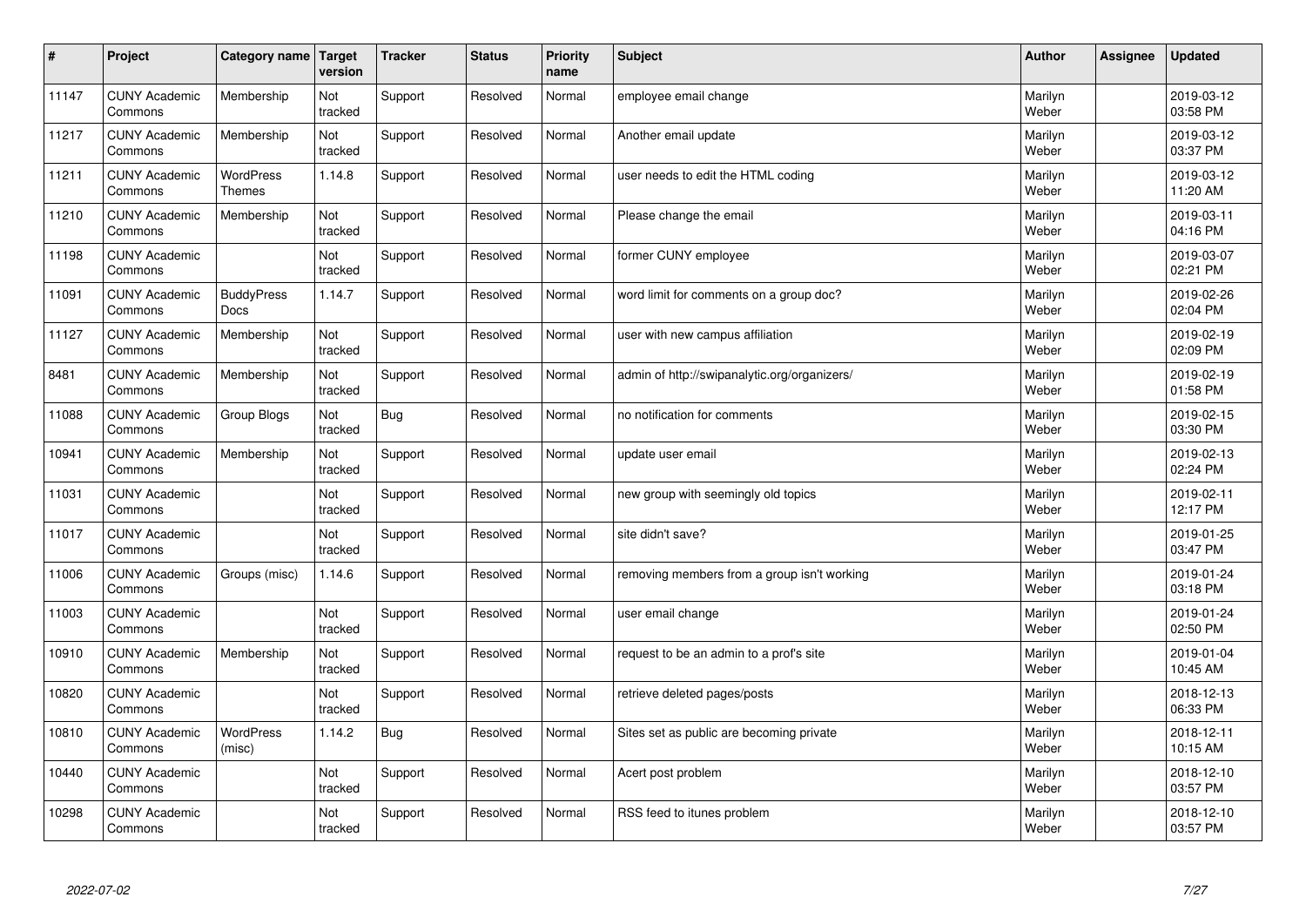| # | Project | Category name | Target version | Tracker | Status | Priority name | Subject | Author | Assignee | Updated |
|---|---|---|---|---|---|---|---|---|---|---|
| 11147 | CUNY Academic Commons | Membership | Not tracked | Support | Resolved | Normal | employee email change | Marilyn Weber | | 2019-03-12 03:58 PM |
| 11217 | CUNY Academic Commons | Membership | Not tracked | Support | Resolved | Normal | Another email update | Marilyn Weber | | 2019-03-12 03:37 PM |
| 11211 | CUNY Academic Commons | WordPress Themes | 1.14.8 | Support | Resolved | Normal | user needs to edit the HTML coding | Marilyn Weber | | 2019-03-12 11:20 AM |
| 11210 | CUNY Academic Commons | Membership | Not tracked | Support | Resolved | Normal | Please change the email | Marilyn Weber | | 2019-03-11 04:16 PM |
| 11198 | CUNY Academic Commons | | Not tracked | Support | Resolved | Normal | former CUNY employee | Marilyn Weber | | 2019-03-07 02:21 PM |
| 11091 | CUNY Academic Commons | BuddyPress Docs | 1.14.7 | Support | Resolved | Normal | word limit for comments on a group doc? | Marilyn Weber | | 2019-02-26 02:04 PM |
| 11127 | CUNY Academic Commons | Membership | Not tracked | Support | Resolved | Normal | user with new campus affiliation | Marilyn Weber | | 2019-02-19 02:09 PM |
| 8481 | CUNY Academic Commons | Membership | Not tracked | Support | Resolved | Normal | admin of http://swipanalytic.org/organizers/ | Marilyn Weber | | 2019-02-19 01:58 PM |
| 11088 | CUNY Academic Commons | Group Blogs | Not tracked | Bug | Resolved | Normal | no notification for comments | Marilyn Weber | | 2019-02-15 03:30 PM |
| 10941 | CUNY Academic Commons | Membership | Not tracked | Support | Resolved | Normal | update user email | Marilyn Weber | | 2019-02-13 02:24 PM |
| 11031 | CUNY Academic Commons | | Not tracked | Support | Resolved | Normal | new group with seemingly old topics | Marilyn Weber | | 2019-02-11 12:17 PM |
| 11017 | CUNY Academic Commons | | Not tracked | Support | Resolved | Normal | site didn't save? | Marilyn Weber | | 2019-01-25 03:47 PM |
| 11006 | CUNY Academic Commons | Groups (misc) | 1.14.6 | Support | Resolved | Normal | removing members from a group isn't working | Marilyn Weber | | 2019-01-24 03:18 PM |
| 11003 | CUNY Academic Commons | | Not tracked | Support | Resolved | Normal | user email change | Marilyn Weber | | 2019-01-24 02:50 PM |
| 10910 | CUNY Academic Commons | Membership | Not tracked | Support | Resolved | Normal | request to be an admin to a prof's site | Marilyn Weber | | 2019-01-04 10:45 AM |
| 10820 | CUNY Academic Commons | | Not tracked | Support | Resolved | Normal | retrieve deleted pages/posts | Marilyn Weber | | 2018-12-13 06:33 PM |
| 10810 | CUNY Academic Commons | WordPress (misc) | 1.14.2 | Bug | Resolved | Normal | Sites set as public are becoming private | Marilyn Weber | | 2018-12-11 10:15 AM |
| 10440 | CUNY Academic Commons | | Not tracked | Support | Resolved | Normal | Acert post problem | Marilyn Weber | | 2018-12-10 03:57 PM |
| 10298 | CUNY Academic Commons | | Not tracked | Support | Resolved | Normal | RSS feed to itunes problem | Marilyn Weber | | 2018-12-10 03:57 PM |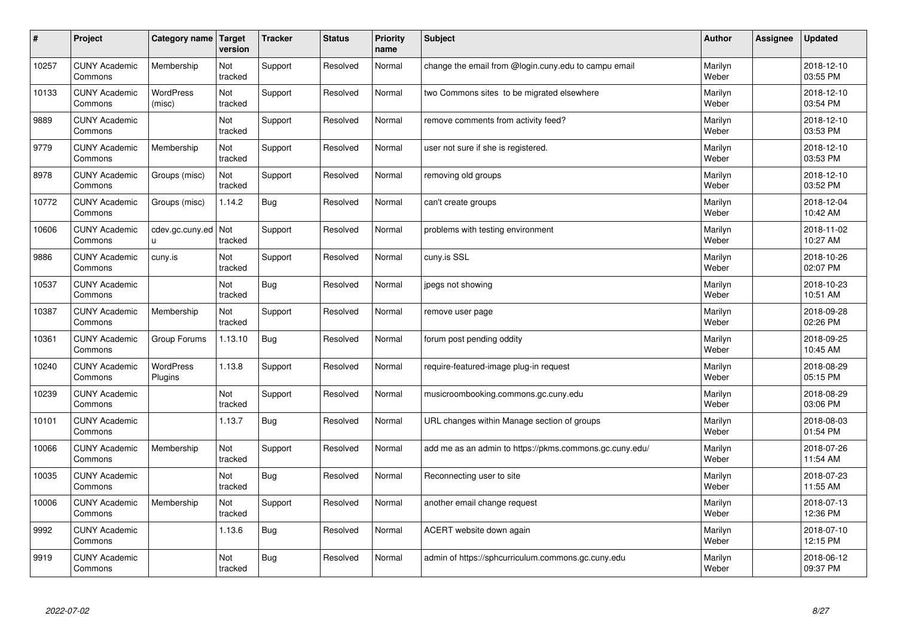| # | Project | Category name | Target version | Tracker | Status | Priority name | Subject | Author | Assignee | Updated |
|---|---|---|---|---|---|---|---|---|---|---|
| 10257 | CUNY Academic Commons | Membership | Not tracked | Support | Resolved | Normal | change the email from @login.cuny.edu to campu email | Marilyn Weber | | 2018-12-10 03:55 PM |
| 10133 | CUNY Academic Commons | WordPress (misc) | Not tracked | Support | Resolved | Normal | two Commons sites to be migrated elsewhere | Marilyn Weber | | 2018-12-10 03:54 PM |
| 9889 | CUNY Academic Commons | | Not tracked | Support | Resolved | Normal | remove comments from activity feed? | Marilyn Weber | | 2018-12-10 03:53 PM |
| 9779 | CUNY Academic Commons | Membership | Not tracked | Support | Resolved | Normal | user not sure if she is registered. | Marilyn Weber | | 2018-12-10 03:53 PM |
| 8978 | CUNY Academic Commons | Groups (misc) | Not tracked | Support | Resolved | Normal | removing old groups | Marilyn Weber | | 2018-12-10 03:52 PM |
| 10772 | CUNY Academic Commons | Groups (misc) | 1.14.2 | Bug | Resolved | Normal | can't create groups | Marilyn Weber | | 2018-12-04 10:42 AM |
| 10606 | CUNY Academic Commons | cdev.gc.cuny.edu | Not tracked | Support | Resolved | Normal | problems with testing environment | Marilyn Weber | | 2018-11-02 10:27 AM |
| 9886 | CUNY Academic Commons | cuny.is | Not tracked | Support | Resolved | Normal | cuny.is SSL | Marilyn Weber | | 2018-10-26 02:07 PM |
| 10537 | CUNY Academic Commons | | Not tracked | Bug | Resolved | Normal | jpegs not showing | Marilyn Weber | | 2018-10-23 10:51 AM |
| 10387 | CUNY Academic Commons | Membership | Not tracked | Support | Resolved | Normal | remove user page | Marilyn Weber | | 2018-09-28 02:26 PM |
| 10361 | CUNY Academic Commons | Group Forums | 1.13.10 | Bug | Resolved | Normal | forum post pending oddity | Marilyn Weber | | 2018-09-25 10:45 AM |
| 10240 | CUNY Academic Commons | WordPress Plugins | 1.13.8 | Support | Resolved | Normal | require-featured-image plug-in request | Marilyn Weber | | 2018-08-29 05:15 PM |
| 10239 | CUNY Academic Commons | | Not tracked | Support | Resolved | Normal | musicroombooking.commons.gc.cuny.edu | Marilyn Weber | | 2018-08-29 03:06 PM |
| 10101 | CUNY Academic Commons | | 1.13.7 | Bug | Resolved | Normal | URL changes within Manage section of groups | Marilyn Weber | | 2018-08-03 01:54 PM |
| 10066 | CUNY Academic Commons | Membership | Not tracked | Support | Resolved | Normal | add me as an admin to https://pkms.commons.gc.cuny.edu/ | Marilyn Weber | | 2018-07-26 11:54 AM |
| 10035 | CUNY Academic Commons | | Not tracked | Bug | Resolved | Normal | Reconnecting user to site | Marilyn Weber | | 2018-07-23 11:55 AM |
| 10006 | CUNY Academic Commons | Membership | Not tracked | Support | Resolved | Normal | another email change request | Marilyn Weber | | 2018-07-13 12:36 PM |
| 9992 | CUNY Academic Commons | | 1.13.6 | Bug | Resolved | Normal | ACERT website down again | Marilyn Weber | | 2018-07-10 12:15 PM |
| 9919 | CUNY Academic Commons | | Not tracked | Bug | Resolved | Normal | admin of https://sphcurriculum.commons.gc.cuny.edu | Marilyn Weber | | 2018-06-12 09:37 PM |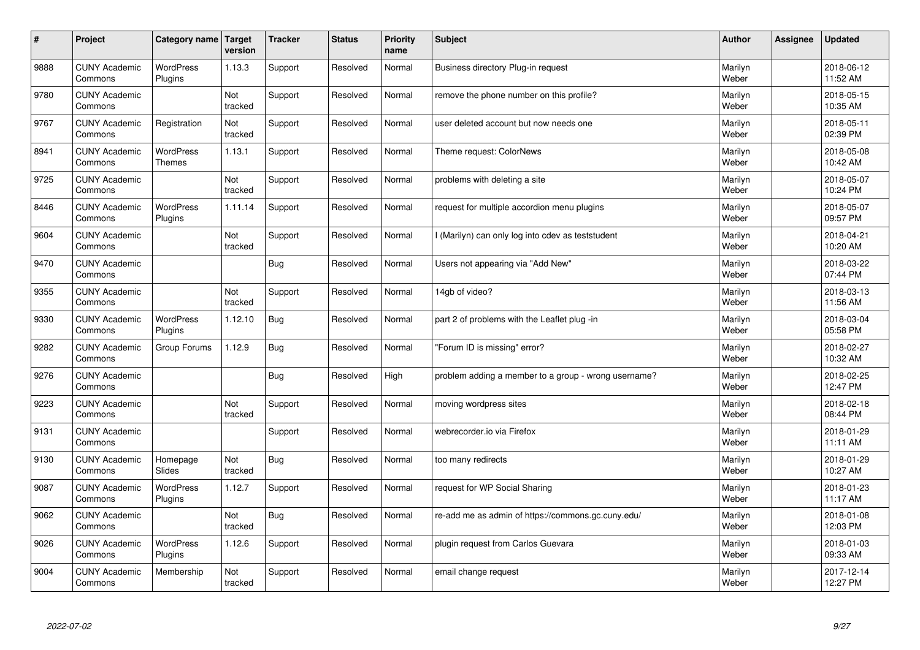| # | Project | Category name | Target version | Tracker | Status | Priority name | Subject | Author | Assignee | Updated |
|---|---|---|---|---|---|---|---|---|---|---|
| 9888 | CUNY Academic Commons | WordPress Plugins | 1.13.3 | Support | Resolved | Normal | Business directory Plug-in request | Marilyn Weber | | 2018-06-12 11:52 AM |
| 9780 | CUNY Academic Commons | | Not tracked | Support | Resolved | Normal | remove the phone number on this profile? | Marilyn Weber | | 2018-05-15 10:35 AM |
| 9767 | CUNY Academic Commons | Registration | Not tracked | Support | Resolved | Normal | user deleted account but now needs one | Marilyn Weber | | 2018-05-11 02:39 PM |
| 8941 | CUNY Academic Commons | WordPress Themes | 1.13.1 | Support | Resolved | Normal | Theme request: ColorNews | Marilyn Weber | | 2018-05-08 10:42 AM |
| 9725 | CUNY Academic Commons | | Not tracked | Support | Resolved | Normal | problems with deleting a site | Marilyn Weber | | 2018-05-07 10:24 PM |
| 8446 | CUNY Academic Commons | WordPress Plugins | 1.11.14 | Support | Resolved | Normal | request for multiple accordion menu plugins | Marilyn Weber | | 2018-05-07 09:57 PM |
| 9604 | CUNY Academic Commons | | Not tracked | Support | Resolved | Normal | I (Marilyn) can only log into cdev as teststudent | Marilyn Weber | | 2018-04-21 10:20 AM |
| 9470 | CUNY Academic Commons | | | Bug | Resolved | Normal | Users not appearing via "Add New" | Marilyn Weber | | 2018-03-22 07:44 PM |
| 9355 | CUNY Academic Commons | | Not tracked | Support | Resolved | Normal | 14gb of video? | Marilyn Weber | | 2018-03-13 11:56 AM |
| 9330 | CUNY Academic Commons | WordPress Plugins | 1.12.10 | Bug | Resolved | Normal | part 2 of problems with the Leaflet plug -in | Marilyn Weber | | 2018-03-04 05:58 PM |
| 9282 | CUNY Academic Commons | Group Forums | 1.12.9 | Bug | Resolved | Normal | "Forum ID is missing" error? | Marilyn Weber | | 2018-02-27 10:32 AM |
| 9276 | CUNY Academic Commons | | | Bug | Resolved | High | problem adding a member to a group - wrong username? | Marilyn Weber | | 2018-02-25 12:47 PM |
| 9223 | CUNY Academic Commons | | Not tracked | Support | Resolved | Normal | moving wordpress sites | Marilyn Weber | | 2018-02-18 08:44 PM |
| 9131 | CUNY Academic Commons | | | Support | Resolved | Normal | webrecorder.io via Firefox | Marilyn Weber | | 2018-01-29 11:11 AM |
| 9130 | CUNY Academic Commons | Homepage Slides | Not tracked | Bug | Resolved | Normal | too many redirects | Marilyn Weber | | 2018-01-29 10:27 AM |
| 9087 | CUNY Academic Commons | WordPress Plugins | 1.12.7 | Support | Resolved | Normal | request for WP Social Sharing | Marilyn Weber | | 2018-01-23 11:17 AM |
| 9062 | CUNY Academic Commons | | Not tracked | Bug | Resolved | Normal | re-add me as admin of https://commons.gc.cuny.edu/ | Marilyn Weber | | 2018-01-08 12:03 PM |
| 9026 | CUNY Academic Commons | WordPress Plugins | 1.12.6 | Support | Resolved | Normal | plugin request from Carlos Guevara | Marilyn Weber | | 2018-01-03 09:33 AM |
| 9004 | CUNY Academic Commons | Membership | Not tracked | Support | Resolved | Normal | email change request | Marilyn Weber | | 2017-12-14 12:27 PM |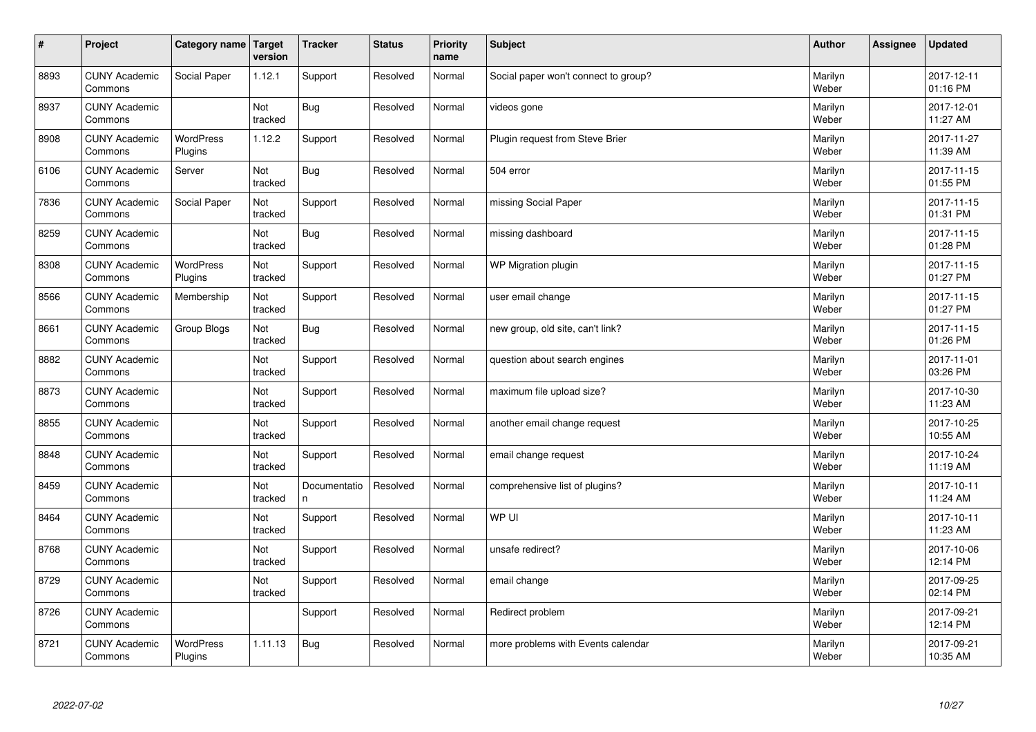| # | Project | Category name | Target version | Tracker | Status | Priority name | Subject | Author | Assignee | Updated |
|---|---|---|---|---|---|---|---|---|---|---|
| 8893 | CUNY Academic Commons | Social Paper | 1.12.1 | Support | Resolved | Normal | Social paper won't connect to group? | Marilyn Weber | | 2017-12-11 01:16 PM |
| 8937 | CUNY Academic Commons | | Not tracked | Bug | Resolved | Normal | videos gone | Marilyn Weber | | 2017-12-01 11:27 AM |
| 8908 | CUNY Academic Commons | WordPress Plugins | 1.12.2 | Support | Resolved | Normal | Plugin request from Steve Brier | Marilyn Weber | | 2017-11-27 11:39 AM |
| 6106 | CUNY Academic Commons | Server | Not tracked | Bug | Resolved | Normal | 504 error | Marilyn Weber | | 2017-11-15 01:55 PM |
| 7836 | CUNY Academic Commons | Social Paper | Not tracked | Support | Resolved | Normal | missing Social Paper | Marilyn Weber | | 2017-11-15 01:31 PM |
| 8259 | CUNY Academic Commons | | Not tracked | Bug | Resolved | Normal | missing dashboard | Marilyn Weber | | 2017-11-15 01:28 PM |
| 8308 | CUNY Academic Commons | WordPress Plugins | Not tracked | Support | Resolved | Normal | WP Migration plugin | Marilyn Weber | | 2017-11-15 01:27 PM |
| 8566 | CUNY Academic Commons | Membership | Not tracked | Support | Resolved | Normal | user email change | Marilyn Weber | | 2017-11-15 01:27 PM |
| 8661 | CUNY Academic Commons | Group Blogs | Not tracked | Bug | Resolved | Normal | new group, old site, can't link? | Marilyn Weber | | 2017-11-15 01:26 PM |
| 8882 | CUNY Academic Commons | | Not tracked | Support | Resolved | Normal | question about search engines | Marilyn Weber | | 2017-11-01 03:26 PM |
| 8873 | CUNY Academic Commons | | Not tracked | Support | Resolved | Normal | maximum file upload size? | Marilyn Weber | | 2017-10-30 11:23 AM |
| 8855 | CUNY Academic Commons | | Not tracked | Support | Resolved | Normal | another email change request | Marilyn Weber | | 2017-10-25 10:55 AM |
| 8848 | CUNY Academic Commons | | Not tracked | Support | Resolved | Normal | email change request | Marilyn Weber | | 2017-10-24 11:19 AM |
| 8459 | CUNY Academic Commons | | Not tracked | Documentation | Resolved | Normal | comprehensive list of plugins? | Marilyn Weber | | 2017-10-11 11:24 AM |
| 8464 | CUNY Academic Commons | | Not tracked | Support | Resolved | Normal | WP UI | Marilyn Weber | | 2017-10-11 11:23 AM |
| 8768 | CUNY Academic Commons | | Not tracked | Support | Resolved | Normal | unsafe redirect? | Marilyn Weber | | 2017-10-06 12:14 PM |
| 8729 | CUNY Academic Commons | | Not tracked | Support | Resolved | Normal | email change | Marilyn Weber | | 2017-09-25 02:14 PM |
| 8726 | CUNY Academic Commons | | | Support | Resolved | Normal | Redirect problem | Marilyn Weber | | 2017-09-21 12:14 PM |
| 8721 | CUNY Academic Commons | WordPress Plugins | 1.11.13 | Bug | Resolved | Normal | more problems with Events calendar | Marilyn Weber | | 2017-09-21 10:35 AM |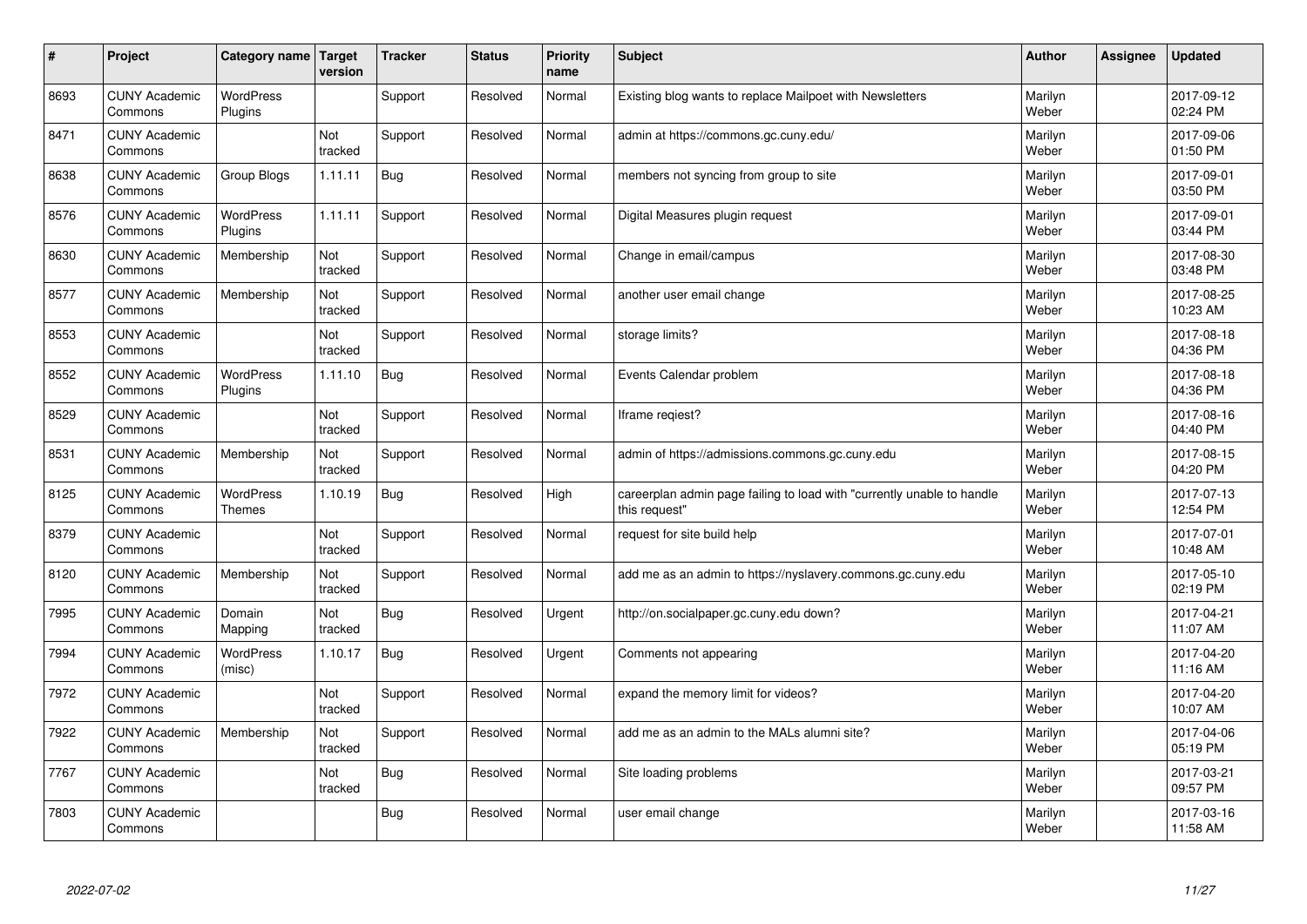| # | Project | Category name | Target version | Tracker | Status | Priority name | Subject | Author | Assignee | Updated |
|---|---|---|---|---|---|---|---|---|---|---|
| 8693 | CUNY Academic Commons | WordPress Plugins | | Support | Resolved | Normal | Existing blog wants to replace Mailpoet with Newsletters | Marilyn Weber | | 2017-09-12 02:24 PM |
| 8471 | CUNY Academic Commons | | Not tracked | Support | Resolved | Normal | admin at https://commons.gc.cuny.edu/ | Marilyn Weber | | 2017-09-06 01:50 PM |
| 8638 | CUNY Academic Commons | Group Blogs | 1.11.11 | Bug | Resolved | Normal | members not syncing from group to site | Marilyn Weber | | 2017-09-01 03:50 PM |
| 8576 | CUNY Academic Commons | WordPress Plugins | 1.11.11 | Support | Resolved | Normal | Digital Measures plugin request | Marilyn Weber | | 2017-09-01 03:44 PM |
| 8630 | CUNY Academic Commons | Membership | Not tracked | Support | Resolved | Normal | Change in email/campus | Marilyn Weber | | 2017-08-30 03:48 PM |
| 8577 | CUNY Academic Commons | Membership | Not tracked | Support | Resolved | Normal | another user email change | Marilyn Weber | | 2017-08-25 10:23 AM |
| 8553 | CUNY Academic Commons | | Not tracked | Support | Resolved | Normal | storage limits? | Marilyn Weber | | 2017-08-18 04:36 PM |
| 8552 | CUNY Academic Commons | WordPress Plugins | 1.11.10 | Bug | Resolved | Normal | Events Calendar problem | Marilyn Weber | | 2017-08-18 04:36 PM |
| 8529 | CUNY Academic Commons | | Not tracked | Support | Resolved | Normal | Iframe reqiest? | Marilyn Weber | | 2017-08-16 04:40 PM |
| 8531 | CUNY Academic Commons | Membership | Not tracked | Support | Resolved | Normal | admin of https://admissions.commons.gc.cuny.edu | Marilyn Weber | | 2017-08-15 04:20 PM |
| 8125 | CUNY Academic Commons | WordPress Themes | 1.10.19 | Bug | Resolved | High | careerplan admin page failing to load with "currently unable to handle this request" | Marilyn Weber | | 2017-07-13 12:54 PM |
| 8379 | CUNY Academic Commons | | Not tracked | Support | Resolved | Normal | request for site build help | Marilyn Weber | | 2017-07-01 10:48 AM |
| 8120 | CUNY Academic Commons | Membership | Not tracked | Support | Resolved | Normal | add me as an admin to https://nyslavery.commons.gc.cuny.edu | Marilyn Weber | | 2017-05-10 02:19 PM |
| 7995 | CUNY Academic Commons | Domain Mapping | Not tracked | Bug | Resolved | Urgent | http://on.socialpaper.gc.cuny.edu down? | Marilyn Weber | | 2017-04-21 11:07 AM |
| 7994 | CUNY Academic Commons | WordPress (misc) | 1.10.17 | Bug | Resolved | Urgent | Comments not appearing | Marilyn Weber | | 2017-04-20 11:16 AM |
| 7972 | CUNY Academic Commons | | Not tracked | Support | Resolved | Normal | expand the memory limit for videos? | Marilyn Weber | | 2017-04-20 10:07 AM |
| 7922 | CUNY Academic Commons | Membership | Not tracked | Support | Resolved | Normal | add me as an admin to the MALs alumni site? | Marilyn Weber | | 2017-04-06 05:19 PM |
| 7767 | CUNY Academic Commons | | Not tracked | Bug | Resolved | Normal | Site loading problems | Marilyn Weber | | 2017-03-21 09:57 PM |
| 7803 | CUNY Academic Commons | | | Bug | Resolved | Normal | user email change | Marilyn Weber | | 2017-03-16 11:58 AM |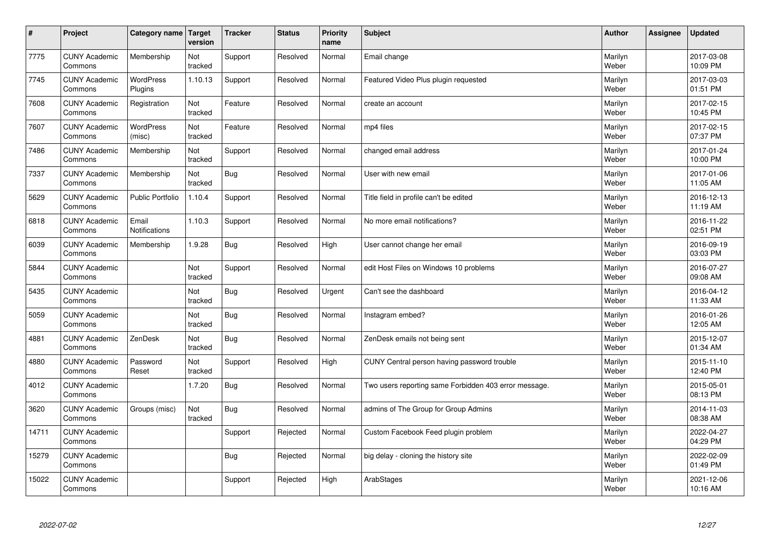| # | Project | Category name | Target version | Tracker | Status | Priority name | Subject | Author | Assignee | Updated |
|---|---|---|---|---|---|---|---|---|---|---|
| 7775 | CUNY Academic Commons | Membership | Not tracked | Support | Resolved | Normal | Email change | Marilyn Weber | | 2017-03-08 10:09 PM |
| 7745 | CUNY Academic Commons | WordPress Plugins | 1.10.13 | Support | Resolved | Normal | Featured Video Plus plugin requested | Marilyn Weber | | 2017-03-03 01:51 PM |
| 7608 | CUNY Academic Commons | Registration | Not tracked | Feature | Resolved | Normal | create an account | Marilyn Weber | | 2017-02-15 10:45 PM |
| 7607 | CUNY Academic Commons | WordPress (misc) | Not tracked | Feature | Resolved | Normal | mp4 files | Marilyn Weber | | 2017-02-15 07:37 PM |
| 7486 | CUNY Academic Commons | Membership | Not tracked | Support | Resolved | Normal | changed email address | Marilyn Weber | | 2017-01-24 10:00 PM |
| 7337 | CUNY Academic Commons | Membership | Not tracked | Bug | Resolved | Normal | User with new email | Marilyn Weber | | 2017-01-06 11:05 AM |
| 5629 | CUNY Academic Commons | Public Portfolio | 1.10.4 | Support | Resolved | Normal | Title field in profile can't be edited | Marilyn Weber | | 2016-12-13 11:19 AM |
| 6818 | CUNY Academic Commons | Email Notifications | 1.10.3 | Support | Resolved | Normal | No more email notifications? | Marilyn Weber | | 2016-11-22 02:51 PM |
| 6039 | CUNY Academic Commons | Membership | 1.9.28 | Bug | Resolved | High | User cannot change her email | Marilyn Weber | | 2016-09-19 03:03 PM |
| 5844 | CUNY Academic Commons | | Not tracked | Support | Resolved | Normal | edit Host Files on Windows 10 problems | Marilyn Weber | | 2016-07-27 09:08 AM |
| 5435 | CUNY Academic Commons | | Not tracked | Bug | Resolved | Urgent | Can't see the dashboard | Marilyn Weber | | 2016-04-12 11:33 AM |
| 5059 | CUNY Academic Commons | | Not tracked | Bug | Resolved | Normal | Instagram embed? | Marilyn Weber | | 2016-01-26 12:05 AM |
| 4881 | CUNY Academic Commons | ZenDesk | Not tracked | Bug | Resolved | Normal | ZenDesk emails not being sent | Marilyn Weber | | 2015-12-07 01:34 AM |
| 4880 | CUNY Academic Commons | Password Reset | Not tracked | Support | Resolved | High | CUNY Central person having password trouble | Marilyn Weber | | 2015-11-10 12:40 PM |
| 4012 | CUNY Academic Commons | | 1.7.20 | Bug | Resolved | Normal | Two users reporting same Forbidden 403 error message. | Marilyn Weber | | 2015-05-01 08:13 PM |
| 3620 | CUNY Academic Commons | Groups (misc) | Not tracked | Bug | Resolved | Normal | admins of The Group for Group Admins | Marilyn Weber | | 2014-11-03 08:38 AM |
| 14711 | CUNY Academic Commons | | | Support | Rejected | Normal | Custom Facebook Feed plugin problem | Marilyn Weber | | 2022-04-27 04:29 PM |
| 15279 | CUNY Academic Commons | | | Bug | Rejected | Normal | big delay - cloning the history site | Marilyn Weber | | 2022-02-09 01:49 PM |
| 15022 | CUNY Academic Commons | | | Support | Rejected | High | ArabStages | Marilyn Weber | | 2021-12-06 10:16 AM |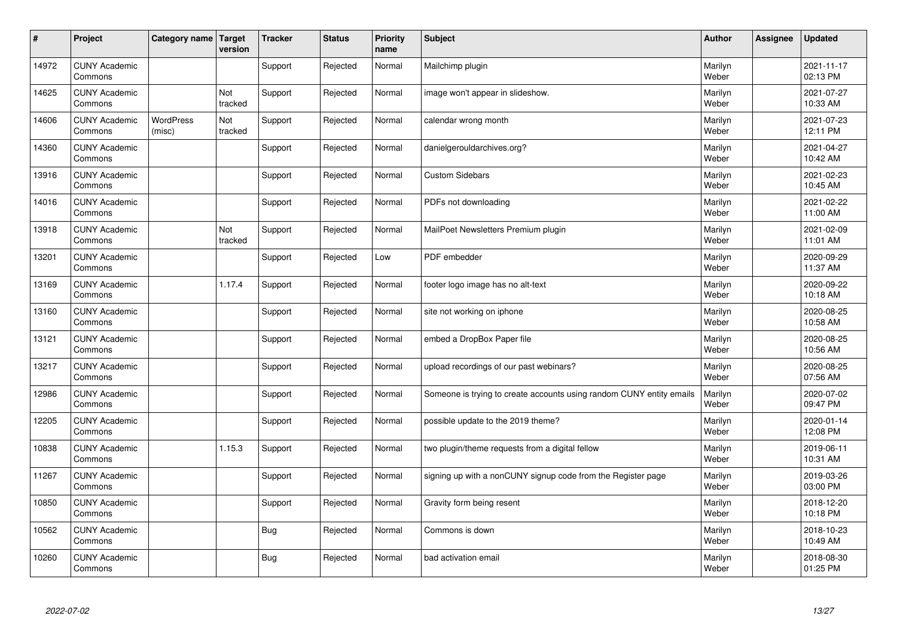| # | Project | Category name | Target version | Tracker | Status | Priority name | Subject | Author | Assignee | Updated |
|---|---|---|---|---|---|---|---|---|---|---|
| 14972 | CUNY Academic Commons | | | Support | Rejected | Normal | Mailchimp plugin | Marilyn Weber | | 2021-11-17 02:13 PM |
| 14625 | CUNY Academic Commons | | Not tracked | Support | Rejected | Normal | image won't appear in slideshow. | Marilyn Weber | | 2021-07-27 10:33 AM |
| 14606 | CUNY Academic Commons | WordPress (misc) | Not tracked | Support | Rejected | Normal | calendar wrong month | Marilyn Weber | | 2021-07-23 12:11 PM |
| 14360 | CUNY Academic Commons | | | Support | Rejected | Normal | danielgerouldarchives.org? | Marilyn Weber | | 2021-04-27 10:42 AM |
| 13916 | CUNY Academic Commons | | | Support | Rejected | Normal | Custom Sidebars | Marilyn Weber | | 2021-02-23 10:45 AM |
| 14016 | CUNY Academic Commons | | | Support | Rejected | Normal | PDFs not downloading | Marilyn Weber | | 2021-02-22 11:00 AM |
| 13918 | CUNY Academic Commons | | Not tracked | Support | Rejected | Normal | MailPoet Newsletters Premium plugin | Marilyn Weber | | 2021-02-09 11:01 AM |
| 13201 | CUNY Academic Commons | | | Support | Rejected | Low | PDF embedder | Marilyn Weber | | 2020-09-29 11:37 AM |
| 13169 | CUNY Academic Commons | | 1.17.4 | Support | Rejected | Normal | footer logo image has no alt-text | Marilyn Weber | | 2020-09-22 10:18 AM |
| 13160 | CUNY Academic Commons | | | Support | Rejected | Normal | site not working on iphone | Marilyn Weber | | 2020-08-25 10:58 AM |
| 13121 | CUNY Academic Commons | | | Support | Rejected | Normal | embed a DropBox Paper file | Marilyn Weber | | 2020-08-25 10:56 AM |
| 13217 | CUNY Academic Commons | | | Support | Rejected | Normal | upload recordings of our past webinars? | Marilyn Weber | | 2020-08-25 07:56 AM |
| 12986 | CUNY Academic Commons | | | Support | Rejected | Normal | Someone is trying to create accounts using random CUNY entity emails | Marilyn Weber | | 2020-07-02 09:47 PM |
| 12205 | CUNY Academic Commons | | | Support | Rejected | Normal | possible update to the 2019 theme? | Marilyn Weber | | 2020-01-14 12:08 PM |
| 10838 | CUNY Academic Commons | | 1.15.3 | Support | Rejected | Normal | two plugin/theme requests from a digital fellow | Marilyn Weber | | 2019-06-11 10:31 AM |
| 11267 | CUNY Academic Commons | | | Support | Rejected | Normal | signing up with a nonCUNY signup code from the Register page | Marilyn Weber | | 2019-03-26 03:00 PM |
| 10850 | CUNY Academic Commons | | | Support | Rejected | Normal | Gravity form being resent | Marilyn Weber | | 2018-12-20 10:18 PM |
| 10562 | CUNY Academic Commons | | | Bug | Rejected | Normal | Commons is down | Marilyn Weber | | 2018-10-23 10:49 AM |
| 10260 | CUNY Academic Commons | | | Bug | Rejected | Normal | bad activation email | Marilyn Weber | | 2018-08-30 01:25 PM |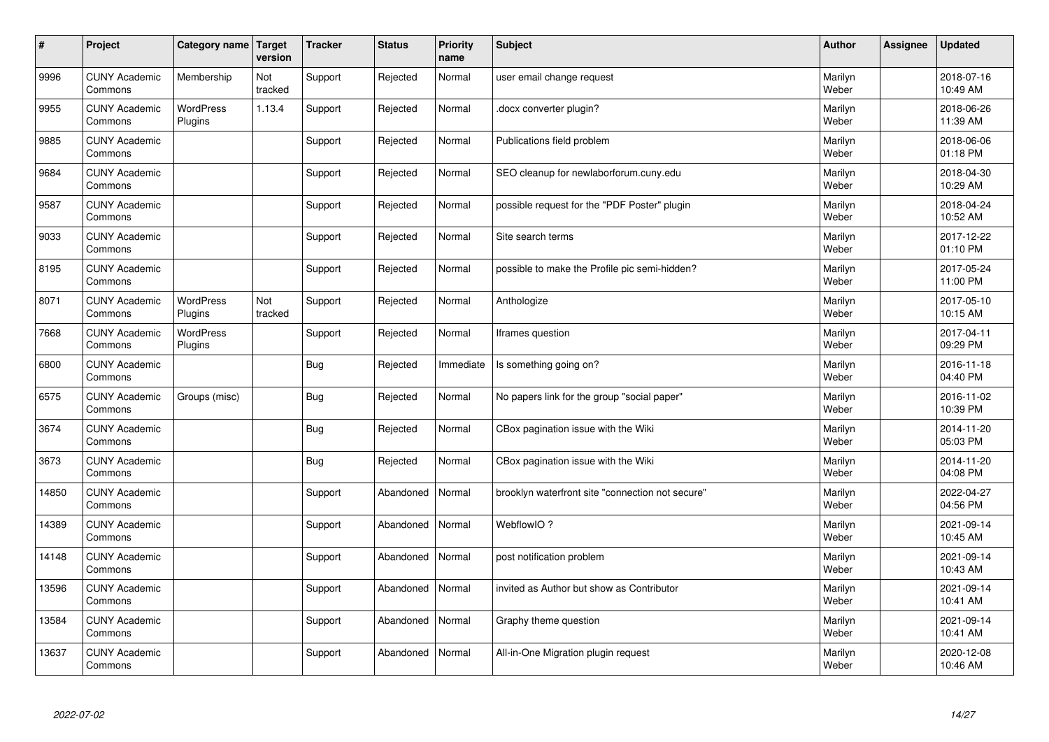| # | Project | Category name | Target version | Tracker | Status | Priority name | Subject | Author | Assignee | Updated |
|---|---|---|---|---|---|---|---|---|---|---|
| 9996 | CUNY Academic Commons | Membership | Not tracked | Support | Rejected | Normal | user email change request | Marilyn Weber | | 2018-07-16 10:49 AM |
| 9955 | CUNY Academic Commons | WordPress Plugins | 1.13.4 | Support | Rejected | Normal | .docx converter plugin? | Marilyn Weber | | 2018-06-26 11:39 AM |
| 9885 | CUNY Academic Commons | | | Support | Rejected | Normal | Publications field problem | Marilyn Weber | | 2018-06-06 01:18 PM |
| 9684 | CUNY Academic Commons | | | Support | Rejected | Normal | SEO cleanup for newlaborforum.cuny.edu | Marilyn Weber | | 2018-04-30 10:29 AM |
| 9587 | CUNY Academic Commons | | | Support | Rejected | Normal | possible request for the "PDF Poster" plugin | Marilyn Weber | | 2018-04-24 10:52 AM |
| 9033 | CUNY Academic Commons | | | Support | Rejected | Normal | Site search terms | Marilyn Weber | | 2017-12-22 01:10 PM |
| 8195 | CUNY Academic Commons | | | Support | Rejected | Normal | possible to make the Profile pic semi-hidden? | Marilyn Weber | | 2017-05-24 11:00 PM |
| 8071 | CUNY Academic Commons | WordPress Plugins | Not tracked | Support | Rejected | Normal | Anthologize | Marilyn Weber | | 2017-05-10 10:15 AM |
| 7668 | CUNY Academic Commons | WordPress Plugins | | Support | Rejected | Normal | Iframes question | Marilyn Weber | | 2017-04-11 09:29 PM |
| 6800 | CUNY Academic Commons | | | Bug | Rejected | Immediate | Is something going on? | Marilyn Weber | | 2016-11-18 04:40 PM |
| 6575 | CUNY Academic Commons | Groups (misc) | | Bug | Rejected | Normal | No papers link for the group "social paper" | Marilyn Weber | | 2016-11-02 10:39 PM |
| 3674 | CUNY Academic Commons | | | Bug | Rejected | Normal | CBox pagination issue with the Wiki | Marilyn Weber | | 2014-11-20 05:03 PM |
| 3673 | CUNY Academic Commons | | | Bug | Rejected | Normal | CBox pagination issue with the Wiki | Marilyn Weber | | 2014-11-20 04:08 PM |
| 14850 | CUNY Academic Commons | | | Support | Abandoned | Normal | brooklyn waterfront site "connection not secure" | Marilyn Weber | | 2022-04-27 04:56 PM |
| 14389 | CUNY Academic Commons | | | Support | Abandoned | Normal | WebflowIO ? | Marilyn Weber | | 2021-09-14 10:45 AM |
| 14148 | CUNY Academic Commons | | | Support | Abandoned | Normal | post notification problem | Marilyn Weber | | 2021-09-14 10:43 AM |
| 13596 | CUNY Academic Commons | | | Support | Abandoned | Normal | invited as Author but show as Contributor | Marilyn Weber | | 2021-09-14 10:41 AM |
| 13584 | CUNY Academic Commons | | | Support | Abandoned | Normal | Graphy theme question | Marilyn Weber | | 2021-09-14 10:41 AM |
| 13637 | CUNY Academic Commons | | | Support | Abandoned | Normal | All-in-One Migration plugin request | Marilyn Weber | | 2020-12-08 10:46 AM |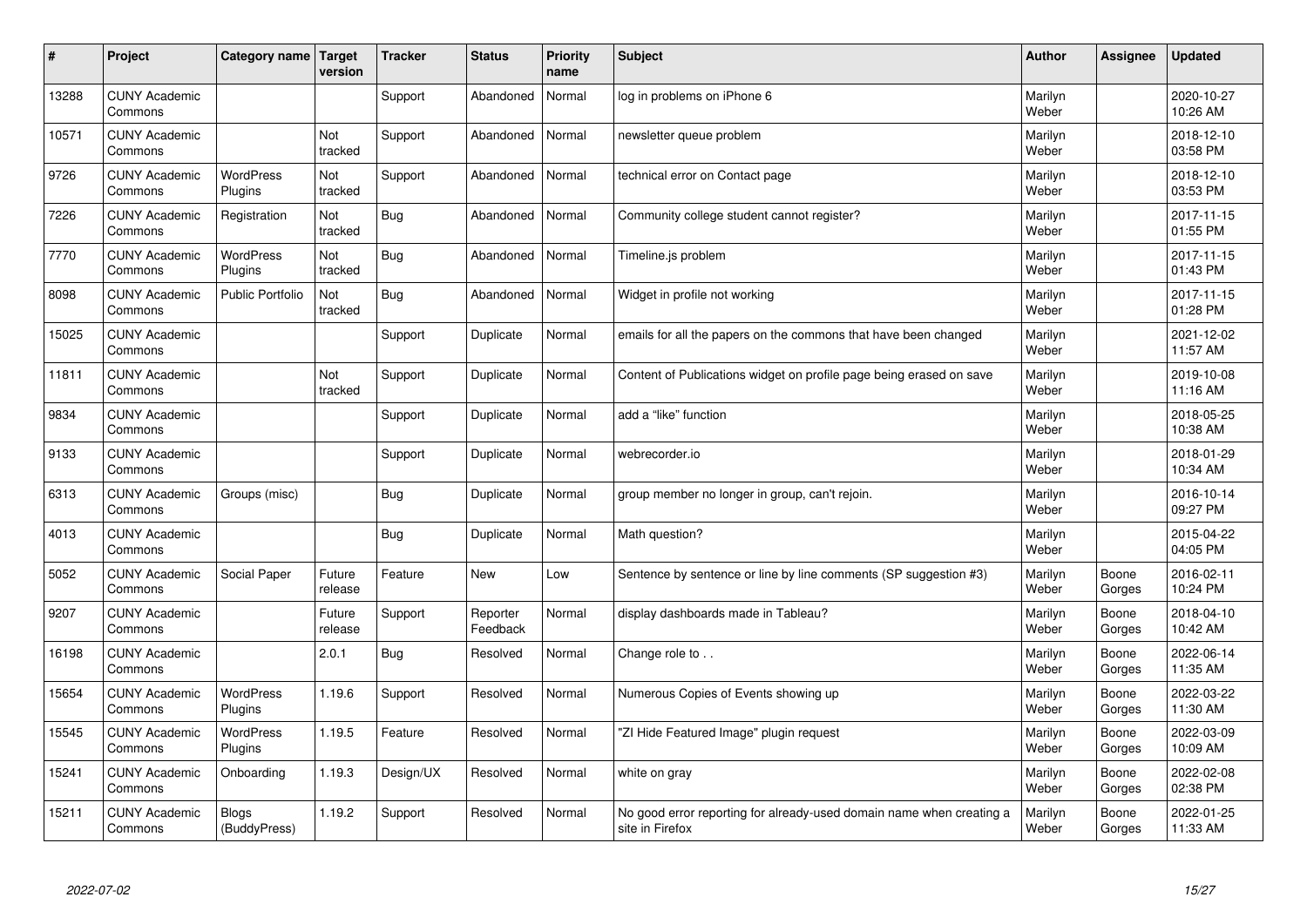| # | Project | Category name | Target version | Tracker | Status | Priority name | Subject | Author | Assignee | Updated |
|---|---|---|---|---|---|---|---|---|---|---|
| 13288 | CUNY Academic Commons | | | Support | Abandoned | Normal | log in problems on iPhone 6 | Marilyn Weber | | 2020-10-27 10:26 AM |
| 10571 | CUNY Academic Commons | | Not tracked | Support | Abandoned | Normal | newsletter queue problem | Marilyn Weber | | 2018-12-10 03:58 PM |
| 9726 | CUNY Academic Commons | WordPress Plugins | Not tracked | Support | Abandoned | Normal | technical error on Contact page | Marilyn Weber | | 2018-12-10 03:53 PM |
| 7226 | CUNY Academic Commons | Registration | Not tracked | Bug | Abandoned | Normal | Community college student cannot register? | Marilyn Weber | | 2017-11-15 01:55 PM |
| 7770 | CUNY Academic Commons | WordPress Plugins | Not tracked | Bug | Abandoned | Normal | Timeline.js problem | Marilyn Weber | | 2017-11-15 01:43 PM |
| 8098 | CUNY Academic Commons | Public Portfolio | Not tracked | Bug | Abandoned | Normal | Widget in profile not working | Marilyn Weber | | 2017-11-15 01:28 PM |
| 15025 | CUNY Academic Commons | | | Support | Duplicate | Normal | emails for all the papers on the commons that have been changed | Marilyn Weber | | 2021-12-02 11:57 AM |
| 11811 | CUNY Academic Commons | | Not tracked | Support | Duplicate | Normal | Content of Publications widget on profile page being erased on save | Marilyn Weber | | 2019-10-08 11:16 AM |
| 9834 | CUNY Academic Commons | | | Support | Duplicate | Normal | add a "like" function | Marilyn Weber | | 2018-05-25 10:38 AM |
| 9133 | CUNY Academic Commons | | | Support | Duplicate | Normal | webrecorder.io | Marilyn Weber | | 2018-01-29 10:34 AM |
| 6313 | CUNY Academic Commons | Groups (misc) | | Bug | Duplicate | Normal | group member no longer in group, can't rejoin. | Marilyn Weber | | 2016-10-14 09:27 PM |
| 4013 | CUNY Academic Commons | | | Bug | Duplicate | Normal | Math question? | Marilyn Weber | | 2015-04-22 04:05 PM |
| 5052 | CUNY Academic Commons | Social Paper | Future release | Feature | New | Low | Sentence by sentence or line by line comments (SP suggestion #3) | Marilyn Weber | Boone Gorges | 2016-02-11 10:24 PM |
| 9207 | CUNY Academic Commons | | Future release | Support | Reporter Feedback | Normal | display dashboards made in Tableau? | Marilyn Weber | Boone Gorges | 2018-04-10 10:42 AM |
| 16198 | CUNY Academic Commons | | 2.0.1 | Bug | Resolved | Normal | Change role to . . | Marilyn Weber | Boone Gorges | 2022-06-14 11:35 AM |
| 15654 | CUNY Academic Commons | WordPress Plugins | 1.19.6 | Support | Resolved | Normal | Numerous Copies of Events showing up | Marilyn Weber | Boone Gorges | 2022-03-22 11:30 AM |
| 15545 | CUNY Academic Commons | WordPress Plugins | 1.19.5 | Feature | Resolved | Normal | "ZI Hide Featured Image" plugin request | Marilyn Weber | Boone Gorges | 2022-03-09 10:09 AM |
| 15241 | CUNY Academic Commons | Onboarding | 1.19.3 | Design/UX | Resolved | Normal | white on gray | Marilyn Weber | Boone Gorges | 2022-02-08 02:38 PM |
| 15211 | CUNY Academic Commons | Blogs (BuddyPress) | 1.19.2 | Support | Resolved | Normal | No good error reporting for already-used domain name when creating a site in Firefox | Marilyn Weber | Boone Gorges | 2022-01-25 11:33 AM |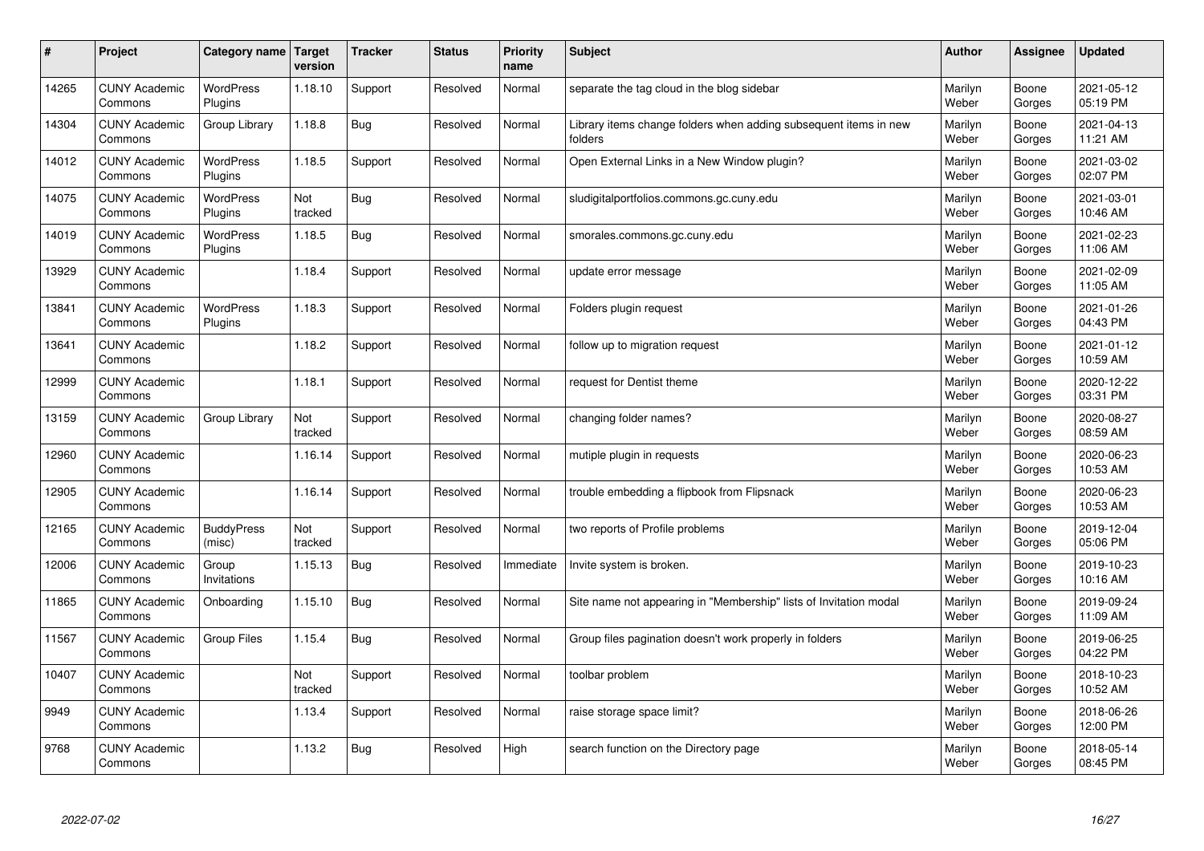| # | Project | Category name | Target version | Tracker | Status | Priority name | Subject | Author | Assignee | Updated |
|---|---|---|---|---|---|---|---|---|---|---|
| 14265 | CUNY Academic Commons | WordPress Plugins | 1.18.10 | Support | Resolved | Normal | separate the tag cloud in the blog sidebar | Marilyn Weber | Boone Gorges | 2021-05-12 05:19 PM |
| 14304 | CUNY Academic Commons | Group Library | 1.18.8 | Bug | Resolved | Normal | Library items change folders when adding subsequent items in new folders | Marilyn Weber | Boone Gorges | 2021-04-13 11:21 AM |
| 14012 | CUNY Academic Commons | WordPress Plugins | 1.18.5 | Support | Resolved | Normal | Open External Links in a New Window plugin? | Marilyn Weber | Boone Gorges | 2021-03-02 02:07 PM |
| 14075 | CUNY Academic Commons | WordPress Plugins | Not tracked | Bug | Resolved | Normal | sludigitalportfolios.commons.gc.cuny.edu | Marilyn Weber | Boone Gorges | 2021-03-01 10:46 AM |
| 14019 | CUNY Academic Commons | WordPress Plugins | 1.18.5 | Bug | Resolved | Normal | smorales.commons.gc.cuny.edu | Marilyn Weber | Boone Gorges | 2021-02-23 11:06 AM |
| 13929 | CUNY Academic Commons | | 1.18.4 | Support | Resolved | Normal | update error message | Marilyn Weber | Boone Gorges | 2021-02-09 11:05 AM |
| 13841 | CUNY Academic Commons | WordPress Plugins | 1.18.3 | Support | Resolved | Normal | Folders plugin request | Marilyn Weber | Boone Gorges | 2021-01-26 04:43 PM |
| 13641 | CUNY Academic Commons | | 1.18.2 | Support | Resolved | Normal | follow up to migration request | Marilyn Weber | Boone Gorges | 2021-01-12 10:59 AM |
| 12999 | CUNY Academic Commons | | 1.18.1 | Support | Resolved | Normal | request for Dentist theme | Marilyn Weber | Boone Gorges | 2020-12-22 03:31 PM |
| 13159 | CUNY Academic Commons | Group Library | Not tracked | Support | Resolved | Normal | changing folder names? | Marilyn Weber | Boone Gorges | 2020-08-27 08:59 AM |
| 12960 | CUNY Academic Commons | | 1.16.14 | Support | Resolved | Normal | mutiple plugin in requests | Marilyn Weber | Boone Gorges | 2020-06-23 10:53 AM |
| 12905 | CUNY Academic Commons | | 1.16.14 | Support | Resolved | Normal | trouble embedding a flipbook from Flipsnack | Marilyn Weber | Boone Gorges | 2020-06-23 10:53 AM |
| 12165 | CUNY Academic Commons | BuddyPress (misc) | Not tracked | Support | Resolved | Normal | two reports of Profile problems | Marilyn Weber | Boone Gorges | 2019-12-04 05:06 PM |
| 12006 | CUNY Academic Commons | Group Invitations | 1.15.13 | Bug | Resolved | Immediate | Invite system is broken. | Marilyn Weber | Boone Gorges | 2019-10-23 10:16 AM |
| 11865 | CUNY Academic Commons | Onboarding | 1.15.10 | Bug | Resolved | Normal | Site name not appearing in "Membership" lists of Invitation modal | Marilyn Weber | Boone Gorges | 2019-09-24 11:09 AM |
| 11567 | CUNY Academic Commons | Group Files | 1.15.4 | Bug | Resolved | Normal | Group files pagination doesn't work properly in folders | Marilyn Weber | Boone Gorges | 2019-06-25 04:22 PM |
| 10407 | CUNY Academic Commons | | Not tracked | Support | Resolved | Normal | toolbar problem | Marilyn Weber | Boone Gorges | 2018-10-23 10:52 AM |
| 9949 | CUNY Academic Commons | | 1.13.4 | Support | Resolved | Normal | raise storage space limit? | Marilyn Weber | Boone Gorges | 2018-06-26 12:00 PM |
| 9768 | CUNY Academic Commons | | 1.13.2 | Bug | Resolved | High | search function on the Directory page | Marilyn Weber | Boone Gorges | 2018-05-14 08:45 PM |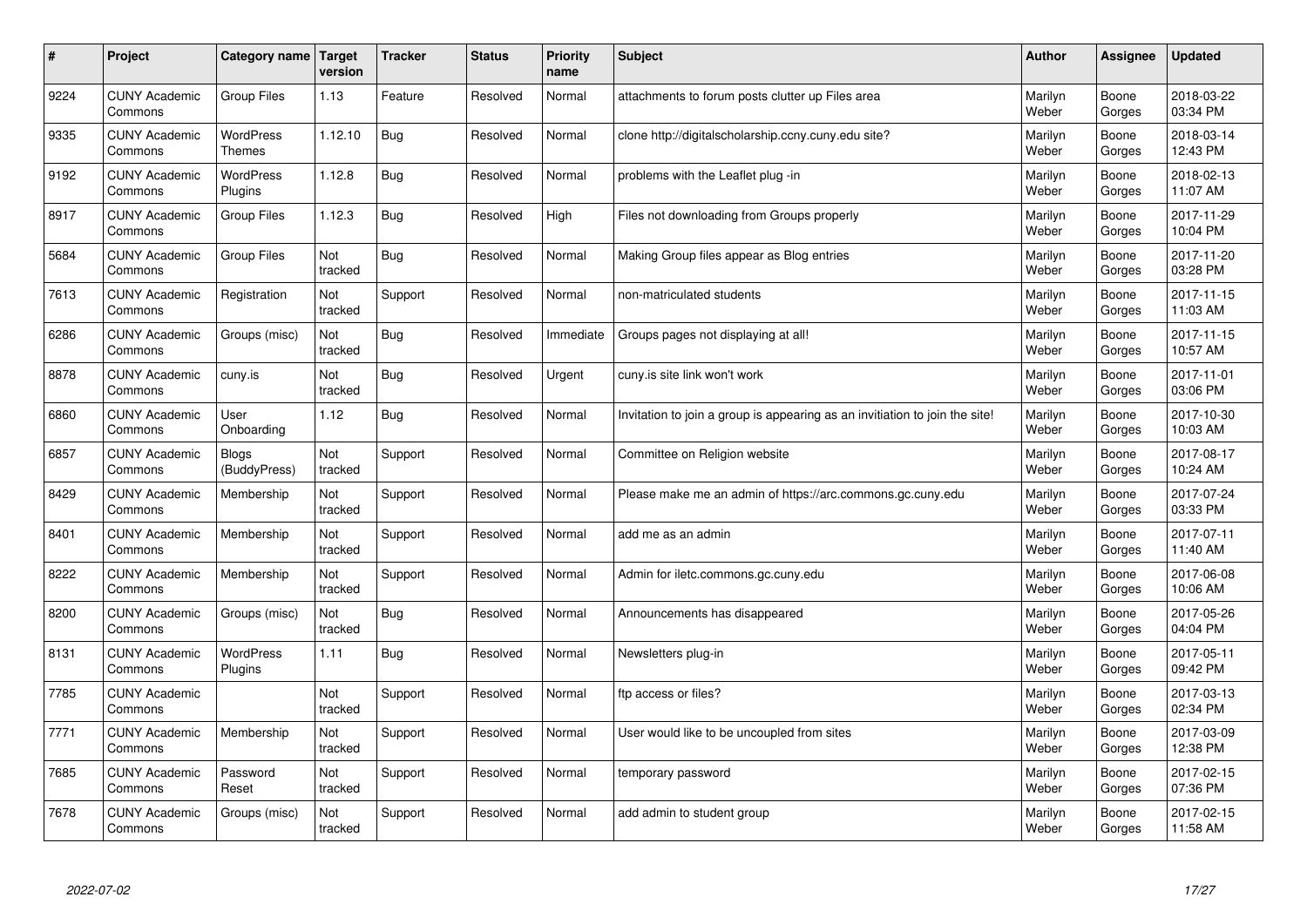| # | Project | Category name | Target version | Tracker | Status | Priority name | Subject | Author | Assignee | Updated |
|---|---|---|---|---|---|---|---|---|---|---|
| 9224 | CUNY Academic Commons | Group Files | 1.13 | Feature | Resolved | Normal | attachments to forum posts clutter up Files area | Marilyn Weber | Boone Gorges | 2018-03-22 03:34 PM |
| 9335 | CUNY Academic Commons | WordPress Themes | 1.12.10 | Bug | Resolved | Normal | clone http://digitalscholarship.ccny.cuny.edu site? | Marilyn Weber | Boone Gorges | 2018-03-14 12:43 PM |
| 9192 | CUNY Academic Commons | WordPress Plugins | 1.12.8 | Bug | Resolved | Normal | problems with the Leaflet plug -in | Marilyn Weber | Boone Gorges | 2018-02-13 11:07 AM |
| 8917 | CUNY Academic Commons | Group Files | 1.12.3 | Bug | Resolved | High | Files not downloading from Groups properly | Marilyn Weber | Boone Gorges | 2017-11-29 10:04 PM |
| 5684 | CUNY Academic Commons | Group Files | Not tracked | Bug | Resolved | Normal | Making Group files appear as Blog entries | Marilyn Weber | Boone Gorges | 2017-11-20 03:28 PM |
| 7613 | CUNY Academic Commons | Registration | Not tracked | Support | Resolved | Normal | non-matriculated students | Marilyn Weber | Boone Gorges | 2017-11-15 11:03 AM |
| 6286 | CUNY Academic Commons | Groups (misc) | Not tracked | Bug | Resolved | Immediate | Groups pages not displaying at all! | Marilyn Weber | Boone Gorges | 2017-11-15 10:57 AM |
| 8878 | CUNY Academic Commons | cuny.is | Not tracked | Bug | Resolved | Urgent | cuny.is site link won't work | Marilyn Weber | Boone Gorges | 2017-11-01 03:06 PM |
| 6860 | CUNY Academic Commons | User Onboarding | 1.12 | Bug | Resolved | Normal | Invitation to join a group is appearing as an invitiation to join the site! | Marilyn Weber | Boone Gorges | 2017-10-30 10:03 AM |
| 6857 | CUNY Academic Commons | Blogs (BuddyPress) | Not tracked | Support | Resolved | Normal | Committee on Religion website | Marilyn Weber | Boone Gorges | 2017-08-17 10:24 AM |
| 8429 | CUNY Academic Commons | Membership | Not tracked | Support | Resolved | Normal | Please make me an admin of https://arc.commons.gc.cuny.edu | Marilyn Weber | Boone Gorges | 2017-07-24 03:33 PM |
| 8401 | CUNY Academic Commons | Membership | Not tracked | Support | Resolved | Normal | add me as an admin | Marilyn Weber | Boone Gorges | 2017-07-11 11:40 AM |
| 8222 | CUNY Academic Commons | Membership | Not tracked | Support | Resolved | Normal | Admin for iletc.commons.gc.cuny.edu | Marilyn Weber | Boone Gorges | 2017-06-08 10:06 AM |
| 8200 | CUNY Academic Commons | Groups (misc) | Not tracked | Bug | Resolved | Normal | Announcements has disappeared | Marilyn Weber | Boone Gorges | 2017-05-26 04:04 PM |
| 8131 | CUNY Academic Commons | WordPress Plugins | 1.11 | Bug | Resolved | Normal | Newsletters plug-in | Marilyn Weber | Boone Gorges | 2017-05-11 09:42 PM |
| 7785 | CUNY Academic Commons | | Not tracked | Support | Resolved | Normal | ftp access or files? | Marilyn Weber | Boone Gorges | 2017-03-13 02:34 PM |
| 7771 | CUNY Academic Commons | Membership | Not tracked | Support | Resolved | Normal | User would like to be uncoupled from sites | Marilyn Weber | Boone Gorges | 2017-03-09 12:38 PM |
| 7685 | CUNY Academic Commons | Password Reset | Not tracked | Support | Resolved | Normal | temporary password | Marilyn Weber | Boone Gorges | 2017-02-15 07:36 PM |
| 7678 | CUNY Academic Commons | Groups (misc) | Not tracked | Support | Resolved | Normal | add admin to student group | Marilyn Weber | Boone Gorges | 2017-02-15 11:58 AM |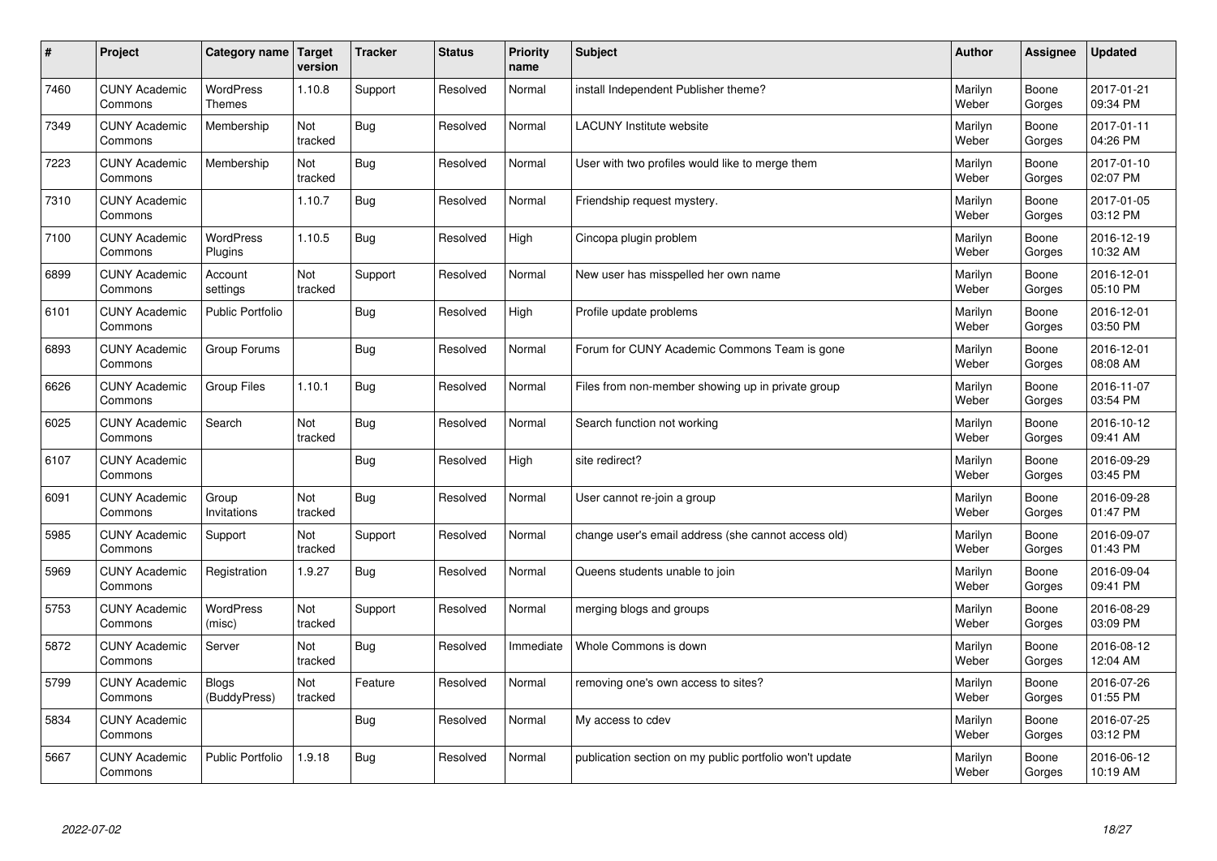| # | Project | Category name | Target version | Tracker | Status | Priority name | Subject | Author | Assignee | Updated |
|---|---|---|---|---|---|---|---|---|---|---|
| 7460 | CUNY Academic Commons | WordPress Themes | 1.10.8 | Support | Resolved | Normal | install Independent Publisher theme? | Marilyn Weber | Boone Gorges | 2017-01-21 09:34 PM |
| 7349 | CUNY Academic Commons | Membership | Not tracked | Bug | Resolved | Normal | LACUNY Institute website | Marilyn Weber | Boone Gorges | 2017-01-11 04:26 PM |
| 7223 | CUNY Academic Commons | Membership | Not tracked | Bug | Resolved | Normal | User with two profiles would like to merge them | Marilyn Weber | Boone Gorges | 2017-01-10 02:07 PM |
| 7310 | CUNY Academic Commons | | 1.10.7 | Bug | Resolved | Normal | Friendship request mystery. | Marilyn Weber | Boone Gorges | 2017-01-05 03:12 PM |
| 7100 | CUNY Academic Commons | WordPress Plugins | 1.10.5 | Bug | Resolved | High | Cincopa plugin problem | Marilyn Weber | Boone Gorges | 2016-12-19 10:32 AM |
| 6899 | CUNY Academic Commons | Account settings | Not tracked | Support | Resolved | Normal | New user has misspelled her own name | Marilyn Weber | Boone Gorges | 2016-12-01 05:10 PM |
| 6101 | CUNY Academic Commons | Public Portfolio | | Bug | Resolved | High | Profile update problems | Marilyn Weber | Boone Gorges | 2016-12-01 03:50 PM |
| 6893 | CUNY Academic Commons | Group Forums | | Bug | Resolved | Normal | Forum for CUNY Academic Commons Team is gone | Marilyn Weber | Boone Gorges | 2016-12-01 08:08 AM |
| 6626 | CUNY Academic Commons | Group Files | 1.10.1 | Bug | Resolved | Normal | Files from non-member showing up in private group | Marilyn Weber | Boone Gorges | 2016-11-07 03:54 PM |
| 6025 | CUNY Academic Commons | Search | Not tracked | Bug | Resolved | Normal | Search function not working | Marilyn Weber | Boone Gorges | 2016-10-12 09:41 AM |
| 6107 | CUNY Academic Commons | | | Bug | Resolved | High | site redirect? | Marilyn Weber | Boone Gorges | 2016-09-29 03:45 PM |
| 6091 | CUNY Academic Commons | Group Invitations | Not tracked | Bug | Resolved | Normal | User cannot re-join a group | Marilyn Weber | Boone Gorges | 2016-09-28 01:47 PM |
| 5985 | CUNY Academic Commons | Support | Not tracked | Support | Resolved | Normal | change user's email address (she cannot access old) | Marilyn Weber | Boone Gorges | 2016-09-07 01:43 PM |
| 5969 | CUNY Academic Commons | Registration | 1.9.27 | Bug | Resolved | Normal | Queens students unable to join | Marilyn Weber | Boone Gorges | 2016-09-04 09:41 PM |
| 5753 | CUNY Academic Commons | WordPress (misc) | Not tracked | Support | Resolved | Normal | merging blogs and groups | Marilyn Weber | Boone Gorges | 2016-08-29 03:09 PM |
| 5872 | CUNY Academic Commons | Server | Not tracked | Bug | Resolved | Immediate | Whole Commons is down | Marilyn Weber | Boone Gorges | 2016-08-12 12:04 AM |
| 5799 | CUNY Academic Commons | Blogs (BuddyPress) | Not tracked | Feature | Resolved | Normal | removing one's own access to sites? | Marilyn Weber | Boone Gorges | 2016-07-26 01:55 PM |
| 5834 | CUNY Academic Commons | | | Bug | Resolved | Normal | My access to cdev | Marilyn Weber | Boone Gorges | 2016-07-25 03:12 PM |
| 5667 | CUNY Academic Commons | Public Portfolio | 1.9.18 | Bug | Resolved | Normal | publication section on my public portfolio won't update | Marilyn Weber | Boone Gorges | 2016-06-12 10:19 AM |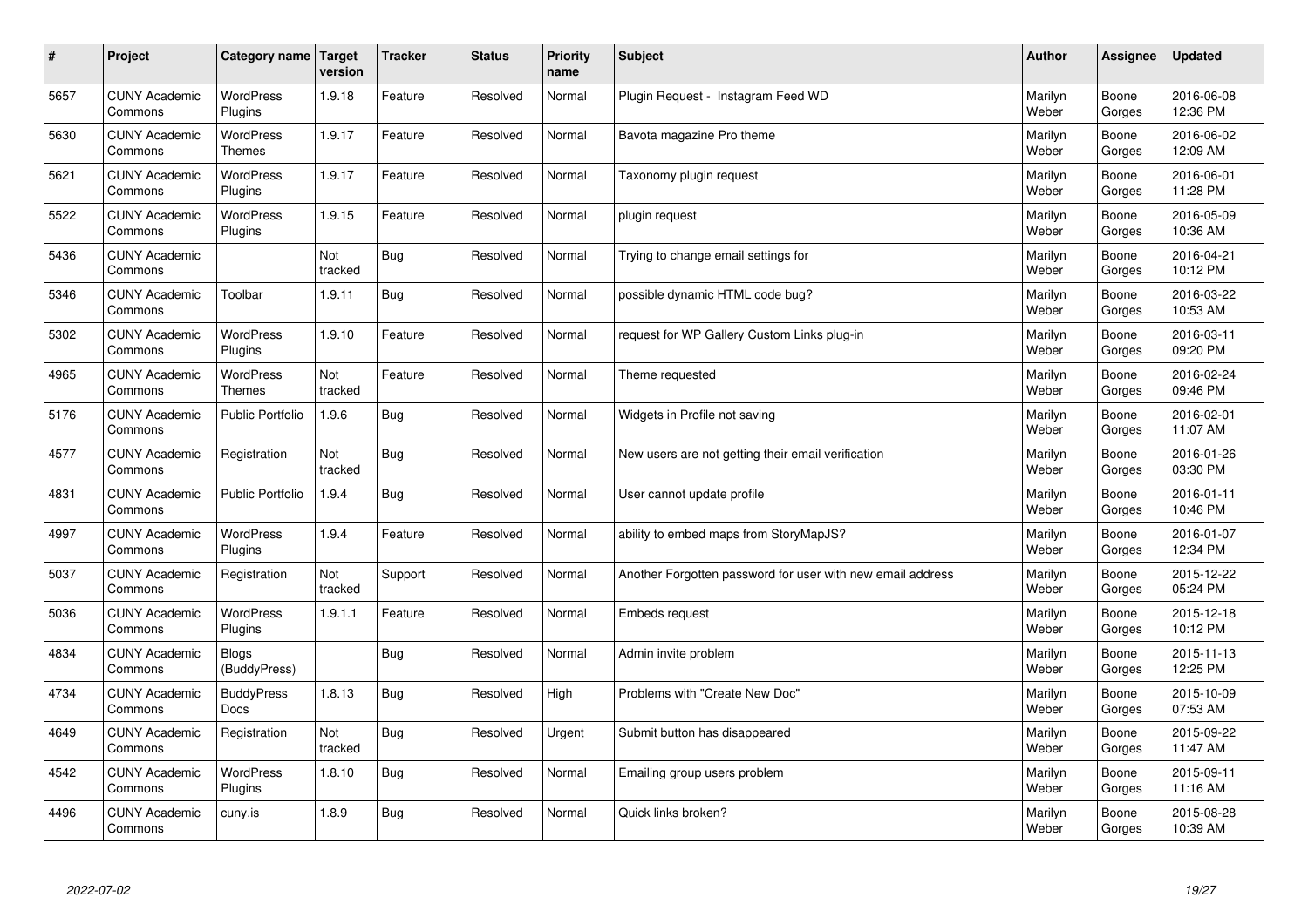| # | Project | Category name | Target version | Tracker | Status | Priority name | Subject | Author | Assignee | Updated |
|---|---|---|---|---|---|---|---|---|---|---|
| 5657 | CUNY Academic Commons | WordPress Plugins | 1.9.18 | Feature | Resolved | Normal | Plugin Request - Instagram Feed WD | Marilyn Weber | Boone Gorges | 2016-06-08 12:36 PM |
| 5630 | CUNY Academic Commons | WordPress Themes | 1.9.17 | Feature | Resolved | Normal | Bavota magazine Pro theme | Marilyn Weber | Boone Gorges | 2016-06-02 12:09 AM |
| 5621 | CUNY Academic Commons | WordPress Plugins | 1.9.17 | Feature | Resolved | Normal | Taxonomy plugin request | Marilyn Weber | Boone Gorges | 2016-06-01 11:28 PM |
| 5522 | CUNY Academic Commons | WordPress Plugins | 1.9.15 | Feature | Resolved | Normal | plugin request | Marilyn Weber | Boone Gorges | 2016-05-09 10:36 AM |
| 5436 | CUNY Academic Commons | | Not tracked | Bug | Resolved | Normal | Trying to change email settings for | Marilyn Weber | Boone Gorges | 2016-04-21 10:12 PM |
| 5346 | CUNY Academic Commons | Toolbar | 1.9.11 | Bug | Resolved | Normal | possible dynamic HTML code bug? | Marilyn Weber | Boone Gorges | 2016-03-22 10:53 AM |
| 5302 | CUNY Academic Commons | WordPress Plugins | 1.9.10 | Feature | Resolved | Normal | request for WP Gallery Custom Links plug-in | Marilyn Weber | Boone Gorges | 2016-03-11 09:20 PM |
| 4965 | CUNY Academic Commons | WordPress Themes | Not tracked | Feature | Resolved | Normal | Theme requested | Marilyn Weber | Boone Gorges | 2016-02-24 09:46 PM |
| 5176 | CUNY Academic Commons | Public Portfolio | 1.9.6 | Bug | Resolved | Normal | Widgets in Profile not saving | Marilyn Weber | Boone Gorges | 2016-02-01 11:07 AM |
| 4577 | CUNY Academic Commons | Registration | Not tracked | Bug | Resolved | Normal | New users are not getting their email verification | Marilyn Weber | Boone Gorges | 2016-01-26 03:30 PM |
| 4831 | CUNY Academic Commons | Public Portfolio | 1.9.4 | Bug | Resolved | Normal | User cannot update profile | Marilyn Weber | Boone Gorges | 2016-01-11 10:46 PM |
| 4997 | CUNY Academic Commons | WordPress Plugins | 1.9.4 | Feature | Resolved | Normal | ability to embed maps from StoryMapJS? | Marilyn Weber | Boone Gorges | 2016-01-07 12:34 PM |
| 5037 | CUNY Academic Commons | Registration | Not tracked | Support | Resolved | Normal | Another Forgotten password for user with new email address | Marilyn Weber | Boone Gorges | 2015-12-22 05:24 PM |
| 5036 | CUNY Academic Commons | WordPress Plugins | 1.9.1.1 | Feature | Resolved | Normal | Embeds request | Marilyn Weber | Boone Gorges | 2015-12-18 10:12 PM |
| 4834 | CUNY Academic Commons | Blogs (BuddyPress) | | Bug | Resolved | Normal | Admin invite problem | Marilyn Weber | Boone Gorges | 2015-11-13 12:25 PM |
| 4734 | CUNY Academic Commons | BuddyPress Docs | 1.8.13 | Bug | Resolved | High | Problems with "Create New Doc" | Marilyn Weber | Boone Gorges | 2015-10-09 07:53 AM |
| 4649 | CUNY Academic Commons | Registration | Not tracked | Bug | Resolved | Urgent | Submit button has disappeared | Marilyn Weber | Boone Gorges | 2015-09-22 11:47 AM |
| 4542 | CUNY Academic Commons | WordPress Plugins | 1.8.10 | Bug | Resolved | Normal | Emailing group users problem | Marilyn Weber | Boone Gorges | 2015-09-11 11:16 AM |
| 4496 | CUNY Academic Commons | cuny.is | 1.8.9 | Bug | Resolved | Normal | Quick links broken? | Marilyn Weber | Boone Gorges | 2015-08-28 10:39 AM |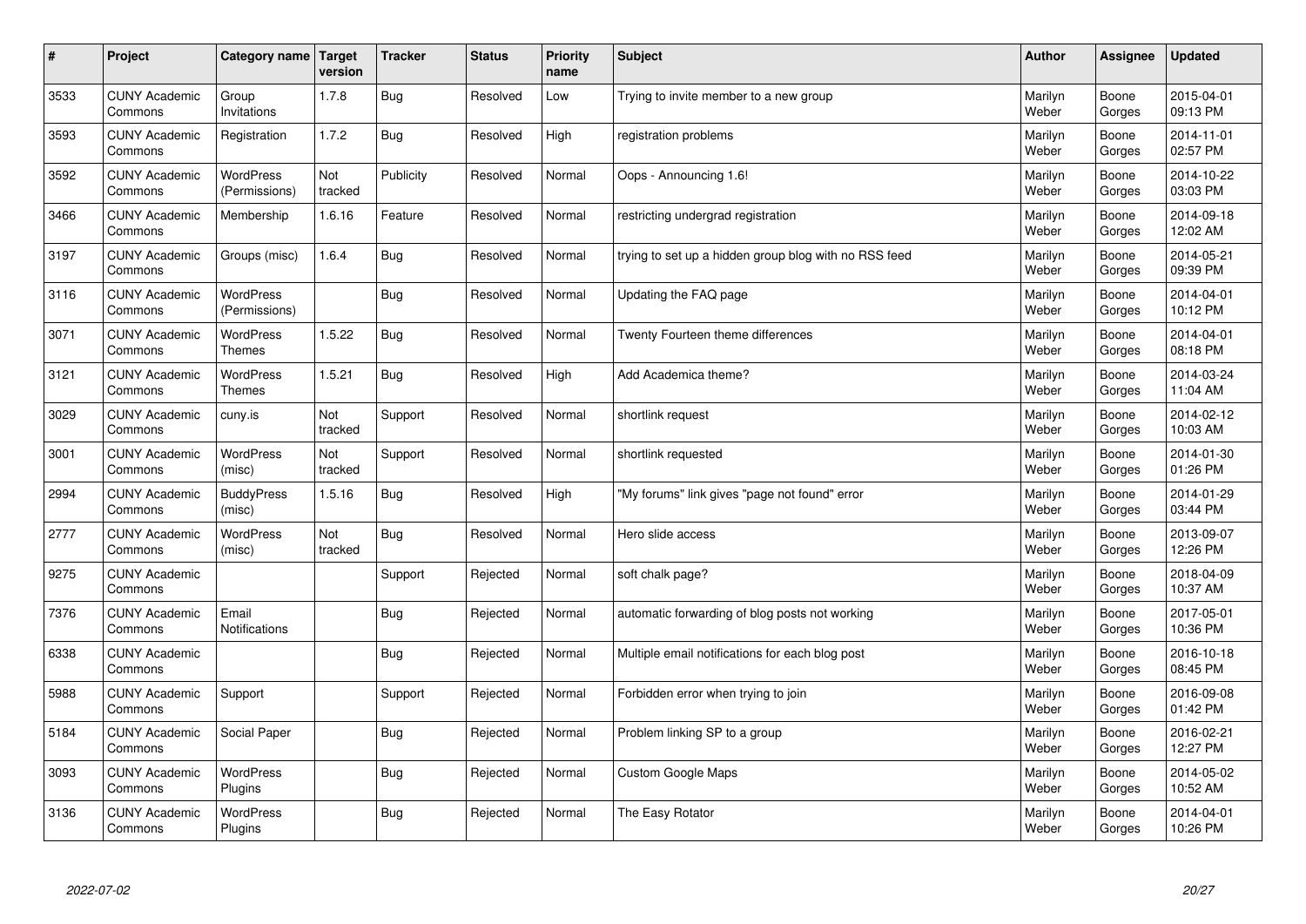| # | Project | Category name | Target version | Tracker | Status | Priority name | Subject | Author | Assignee | Updated |
|---|---|---|---|---|---|---|---|---|---|---|
| 3533 | CUNY Academic Commons | Group Invitations | 1.7.8 | Bug | Resolved | Low | Trying to invite member to a new group | Marilyn Weber | Boone Gorges | 2015-04-01 09:13 PM |
| 3593 | CUNY Academic Commons | Registration | 1.7.2 | Bug | Resolved | High | registration problems | Marilyn Weber | Boone Gorges | 2014-11-01 02:57 PM |
| 3592 | CUNY Academic Commons | WordPress (Permissions) | Not tracked | Publicity | Resolved | Normal | Oops - Announcing 1.6! | Marilyn Weber | Boone Gorges | 2014-10-22 03:03 PM |
| 3466 | CUNY Academic Commons | Membership | 1.6.16 | Feature | Resolved | Normal | restricting undergrad registration | Marilyn Weber | Boone Gorges | 2014-09-18 12:02 AM |
| 3197 | CUNY Academic Commons | Groups (misc) | 1.6.4 | Bug | Resolved | Normal | trying to set up a hidden group blog with no RSS feed | Marilyn Weber | Boone Gorges | 2014-05-21 09:39 PM |
| 3116 | CUNY Academic Commons | WordPress (Permissions) | | Bug | Resolved | Normal | Updating the FAQ page | Marilyn Weber | Boone Gorges | 2014-04-01 10:12 PM |
| 3071 | CUNY Academic Commons | WordPress Themes | 1.5.22 | Bug | Resolved | Normal | Twenty Fourteen theme differences | Marilyn Weber | Boone Gorges | 2014-04-01 08:18 PM |
| 3121 | CUNY Academic Commons | WordPress Themes | 1.5.21 | Bug | Resolved | High | Add Academica theme? | Marilyn Weber | Boone Gorges | 2014-03-24 11:04 AM |
| 3029 | CUNY Academic Commons | cuny.is | Not tracked | Support | Resolved | Normal | shortlink request | Marilyn Weber | Boone Gorges | 2014-02-12 10:03 AM |
| 3001 | CUNY Academic Commons | WordPress (misc) | Not tracked | Support | Resolved | Normal | shortlink requested | Marilyn Weber | Boone Gorges | 2014-01-30 01:26 PM |
| 2994 | CUNY Academic Commons | BuddyPress (misc) | 1.5.16 | Bug | Resolved | High | "My forums" link gives "page not found" error | Marilyn Weber | Boone Gorges | 2014-01-29 03:44 PM |
| 2777 | CUNY Academic Commons | WordPress (misc) | Not tracked | Bug | Resolved | Normal | Hero slide access | Marilyn Weber | Boone Gorges | 2013-09-07 12:26 PM |
| 9275 | CUNY Academic Commons | | | Support | Rejected | Normal | soft chalk page? | Marilyn Weber | Boone Gorges | 2018-04-09 10:37 AM |
| 7376 | CUNY Academic Commons | Email Notifications | | Bug | Rejected | Normal | automatic forwarding of blog posts not working | Marilyn Weber | Boone Gorges | 2017-05-01 10:36 PM |
| 6338 | CUNY Academic Commons | | | Bug | Rejected | Normal | Multiple email notifications for each blog post | Marilyn Weber | Boone Gorges | 2016-10-18 08:45 PM |
| 5988 | CUNY Academic Commons | Support | | Support | Rejected | Normal | Forbidden error when trying to join | Marilyn Weber | Boone Gorges | 2016-09-08 01:42 PM |
| 5184 | CUNY Academic Commons | Social Paper | | Bug | Rejected | Normal | Problem linking SP to a group | Marilyn Weber | Boone Gorges | 2016-02-21 12:27 PM |
| 3093 | CUNY Academic Commons | WordPress Plugins | | Bug | Rejected | Normal | Custom Google Maps | Marilyn Weber | Boone Gorges | 2014-05-02 10:52 AM |
| 3136 | CUNY Academic Commons | WordPress Plugins | | Bug | Rejected | Normal | The Easy Rotator | Marilyn Weber | Boone Gorges | 2014-04-01 10:26 PM |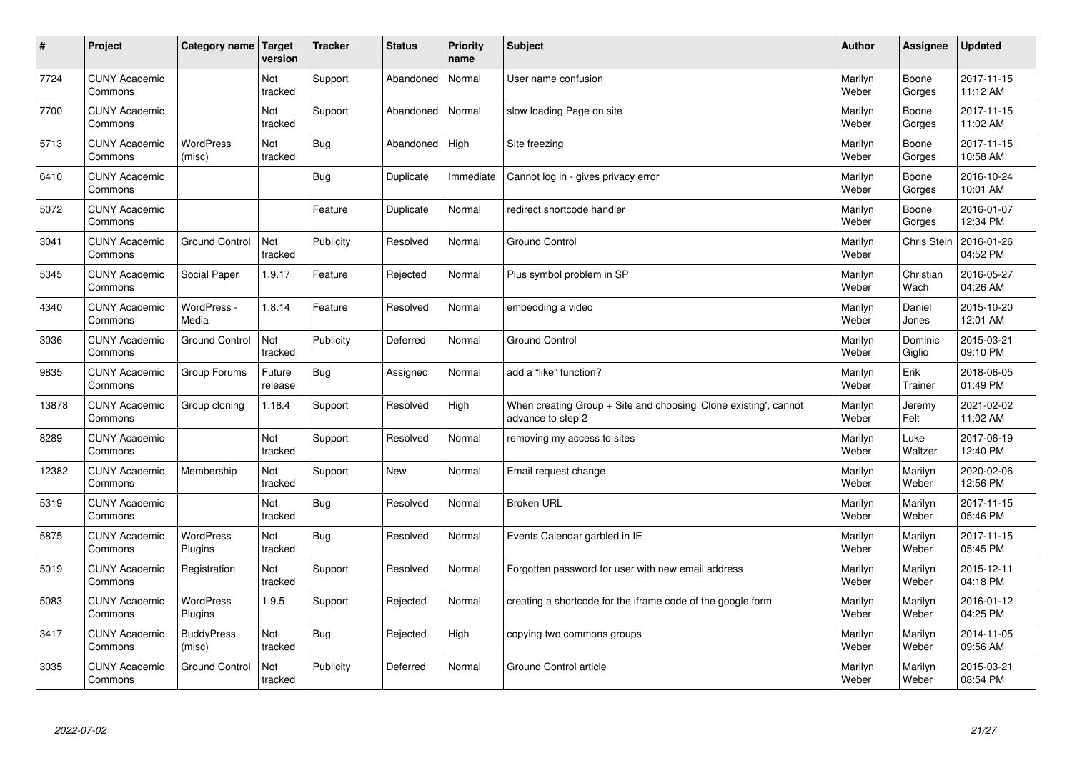| # | Project | Category name | Target version | Tracker | Status | Priority name | Subject | Author | Assignee | Updated |
|---|---|---|---|---|---|---|---|---|---|---|
| 7724 | CUNY Academic Commons | | Not tracked | Support | Abandoned | Normal | User name confusion | Marilyn Weber | Boone Gorges | 2017-11-15 11:12 AM |
| 7700 | CUNY Academic Commons | | Not tracked | Support | Abandoned | Normal | slow loading Page on site | Marilyn Weber | Boone Gorges | 2017-11-15 11:02 AM |
| 5713 | CUNY Academic Commons | WordPress (misc) | Not tracked | Bug | Abandoned | High | Site freezing | Marilyn Weber | Boone Gorges | 2017-11-15 10:58 AM |
| 6410 | CUNY Academic Commons | | | Bug | Duplicate | Immediate | Cannot log in - gives privacy error | Marilyn Weber | Boone Gorges | 2016-10-24 10:01 AM |
| 5072 | CUNY Academic Commons | | | Feature | Duplicate | Normal | redirect shortcode handler | Marilyn Weber | Boone Gorges | 2016-01-07 12:34 PM |
| 3041 | CUNY Academic Commons | Ground Control | Not tracked | Publicity | Resolved | Normal | Ground Control | Marilyn Weber | Chris Stein | 2016-01-26 04:52 PM |
| 5345 | CUNY Academic Commons | Social Paper | 1.9.17 | Feature | Rejected | Normal | Plus symbol problem in SP | Marilyn Weber | Christian Wach | 2016-05-27 04:26 AM |
| 4340 | CUNY Academic Commons | WordPress - Media | 1.8.14 | Feature | Resolved | Normal | embedding a video | Marilyn Weber | Daniel Jones | 2015-10-20 12:01 AM |
| 3036 | CUNY Academic Commons | Ground Control | Not tracked | Publicity | Deferred | Normal | Ground Control | Marilyn Weber | Dominic Giglio | 2015-03-21 09:10 PM |
| 9835 | CUNY Academic Commons | Group Forums | Future release | Bug | Assigned | Normal | add a "like" function? | Marilyn Weber | Erik Trainer | 2018-06-05 01:49 PM |
| 13878 | CUNY Academic Commons | Group cloning | 1.18.4 | Support | Resolved | High | When creating Group + Site and choosing 'Clone existing', cannot advance to step 2 | Marilyn Weber | Jeremy Felt | 2021-02-02 11:02 AM |
| 8289 | CUNY Academic Commons | | Not tracked | Support | Resolved | Normal | removing my access to sites | Marilyn Weber | Luke Waltzer | 2017-06-19 12:40 PM |
| 12382 | CUNY Academic Commons | Membership | Not tracked | Support | New | Normal | Email request change | Marilyn Weber | Marilyn Weber | 2020-02-06 12:56 PM |
| 5319 | CUNY Academic Commons | | Not tracked | Bug | Resolved | Normal | Broken URL | Marilyn Weber | Marilyn Weber | 2017-11-15 05:46 PM |
| 5875 | CUNY Academic Commons | WordPress Plugins | Not tracked | Bug | Resolved | Normal | Events Calendar garbled in IE | Marilyn Weber | Marilyn Weber | 2017-11-15 05:45 PM |
| 5019 | CUNY Academic Commons | Registration | Not tracked | Support | Resolved | Normal | Forgotten password for user with new email address | Marilyn Weber | Marilyn Weber | 2015-12-11 04:18 PM |
| 5083 | CUNY Academic Commons | WordPress Plugins | 1.9.5 | Support | Rejected | Normal | creating a shortcode for the iframe code of the google form | Marilyn Weber | Marilyn Weber | 2016-01-12 04:25 PM |
| 3417 | CUNY Academic Commons | BuddyPress (misc) | Not tracked | Bug | Rejected | High | copying two commons groups | Marilyn Weber | Marilyn Weber | 2014-11-05 09:56 AM |
| 3035 | CUNY Academic Commons | Ground Control | Not tracked | Publicity | Deferred | Normal | Ground Control article | Marilyn Weber | Marilyn Weber | 2015-03-21 08:54 PM |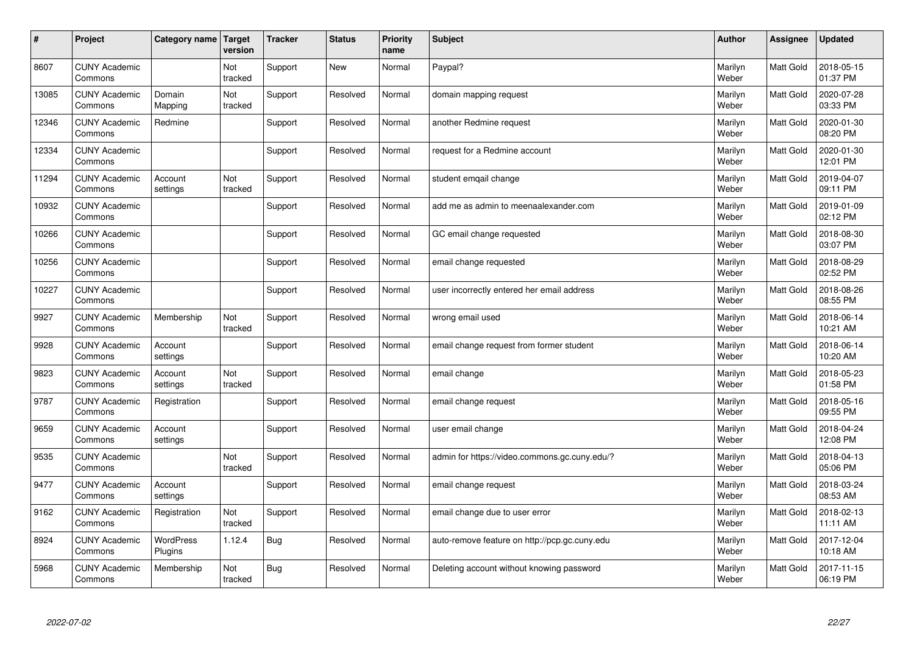| # | Project | Category name | Target version | Tracker | Status | Priority name | Subject | Author | Assignee | Updated |
|---|---|---|---|---|---|---|---|---|---|---|
| 8607 | CUNY Academic Commons | | Not tracked | Support | New | Normal | Paypal? | Marilyn Weber | Matt Gold | 2018-05-15 01:37 PM |
| 13085 | CUNY Academic Commons | Domain Mapping | Not tracked | Support | Resolved | Normal | domain mapping request | Marilyn Weber | Matt Gold | 2020-07-28 03:33 PM |
| 12346 | CUNY Academic Commons | Redmine | | Support | Resolved | Normal | another Redmine request | Marilyn Weber | Matt Gold | 2020-01-30 08:20 PM |
| 12334 | CUNY Academic Commons | | | Support | Resolved | Normal | request for a Redmine account | Marilyn Weber | Matt Gold | 2020-01-30 12:01 PM |
| 11294 | CUNY Academic Commons | Account settings | Not tracked | Support | Resolved | Normal | student emqail change | Marilyn Weber | Matt Gold | 2019-04-07 09:11 PM |
| 10932 | CUNY Academic Commons | | | Support | Resolved | Normal | add me as admin to meenaalexander.com | Marilyn Weber | Matt Gold | 2019-01-09 02:12 PM |
| 10266 | CUNY Academic Commons | | | Support | Resolved | Normal | GC email change requested | Marilyn Weber | Matt Gold | 2018-08-30 03:07 PM |
| 10256 | CUNY Academic Commons | | | Support | Resolved | Normal | email change requested | Marilyn Weber | Matt Gold | 2018-08-29 02:52 PM |
| 10227 | CUNY Academic Commons | | | Support | Resolved | Normal | user incorrectly entered her email address | Marilyn Weber | Matt Gold | 2018-08-26 08:55 PM |
| 9927 | CUNY Academic Commons | Membership | Not tracked | Support | Resolved | Normal | wrong email used | Marilyn Weber | Matt Gold | 2018-06-14 10:21 AM |
| 9928 | CUNY Academic Commons | Account settings | | Support | Resolved | Normal | email change request from former student | Marilyn Weber | Matt Gold | 2018-06-14 10:20 AM |
| 9823 | CUNY Academic Commons | Account settings | Not tracked | Support | Resolved | Normal | email change | Marilyn Weber | Matt Gold | 2018-05-23 01:58 PM |
| 9787 | CUNY Academic Commons | Registration | | Support | Resolved | Normal | email change request | Marilyn Weber | Matt Gold | 2018-05-16 09:55 PM |
| 9659 | CUNY Academic Commons | Account settings | | Support | Resolved | Normal | user email change | Marilyn Weber | Matt Gold | 2018-04-24 12:08 PM |
| 9535 | CUNY Academic Commons | | Not tracked | Support | Resolved | Normal | admin for https://video.commons.gc.cuny.edu/? | Marilyn Weber | Matt Gold | 2018-04-13 05:06 PM |
| 9477 | CUNY Academic Commons | Account settings | | Support | Resolved | Normal | email change request | Marilyn Weber | Matt Gold | 2018-03-24 08:53 AM |
| 9162 | CUNY Academic Commons | Registration | Not tracked | Support | Resolved | Normal | email change due to user error | Marilyn Weber | Matt Gold | 2018-02-13 11:11 AM |
| 8924 | CUNY Academic Commons | WordPress Plugins | 1.12.4 | Bug | Resolved | Normal | auto-remove feature on http://pcp.gc.cuny.edu | Marilyn Weber | Matt Gold | 2017-12-04 10:18 AM |
| 5968 | CUNY Academic Commons | Membership | Not tracked | Bug | Resolved | Normal | Deleting account without knowing password | Marilyn Weber | Matt Gold | 2017-11-15 06:19 PM |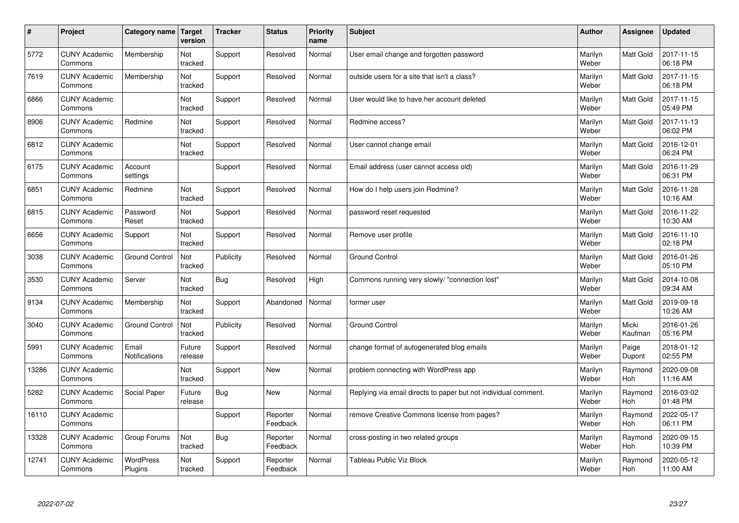| # | Project | Category name | Target version | Tracker | Status | Priority name | Subject | Author | Assignee | Updated |
|---|---|---|---|---|---|---|---|---|---|---|
| 5772 | CUNY Academic Commons | Membership | Not tracked | Support | Resolved | Normal | User email change and forgotten password | Marilyn Weber | Matt Gold | 2017-11-15 06:18 PM |
| 7619 | CUNY Academic Commons | Membership | Not tracked | Support | Resolved | Normal | outside users for a site that isn't a class? | Marilyn Weber | Matt Gold | 2017-11-15 06:18 PM |
| 6866 | CUNY Academic Commons | | Not tracked | Support | Resolved | Normal | User would like to have her account deleted | Marilyn Weber | Matt Gold | 2017-11-15 05:49 PM |
| 8906 | CUNY Academic Commons | Redmine | Not tracked | Support | Resolved | Normal | Redmine access? | Marilyn Weber | Matt Gold | 2017-11-13 06:02 PM |
| 6812 | CUNY Academic Commons | | Not tracked | Support | Resolved | Normal | User cannot change email | Marilyn Weber | Matt Gold | 2016-12-01 06:24 PM |
| 6175 | CUNY Academic Commons | Account settings | | Support | Resolved | Normal | Email address (user cannot access old) | Marilyn Weber | Matt Gold | 2016-11-29 06:31 PM |
| 6851 | CUNY Academic Commons | Redmine | Not tracked | Support | Resolved | Normal | How do I help users join Redmine? | Marilyn Weber | Matt Gold | 2016-11-28 10:16 AM |
| 6815 | CUNY Academic Commons | Password Reset | Not tracked | Support | Resolved | Normal | password reset requested | Marilyn Weber | Matt Gold | 2016-11-22 10:30 AM |
| 6656 | CUNY Academic Commons | Support | Not tracked | Support | Resolved | Normal | Remove user profile | Marilyn Weber | Matt Gold | 2016-11-10 02:18 PM |
| 3038 | CUNY Academic Commons | Ground Control | Not tracked | Publicity | Resolved | Normal | Ground Control | Marilyn Weber | Matt Gold | 2016-01-26 05:10 PM |
| 3530 | CUNY Academic Commons | Server | Not tracked | Bug | Resolved | High | Commons running very slowly/ "connection lost" | Marilyn Weber | Matt Gold | 2014-10-08 09:34 AM |
| 9134 | CUNY Academic Commons | Membership | Not tracked | Support | Abandoned | Normal | former user | Marilyn Weber | Matt Gold | 2019-09-18 10:26 AM |
| 3040 | CUNY Academic Commons | Ground Control | Not tracked | Publicity | Resolved | Normal | Ground Control | Marilyn Weber | Micki Kaufman | 2016-01-26 05:16 PM |
| 5991 | CUNY Academic Commons | Email Notifications | Future release | Support | Resolved | Normal | change format of autogenerated blog emails | Marilyn Weber | Paige Dupont | 2018-01-12 02:55 PM |
| 13286 | CUNY Academic Commons | | Not tracked | Support | New | Normal | problem connecting with WordPress app | Marilyn Weber | Raymond Hoh | 2020-09-08 11:16 AM |
| 5282 | CUNY Academic Commons | Social Paper | Future release | Bug | New | Normal | Replying via email directs to paper but not individual comment. | Marilyn Weber | Raymond Hoh | 2016-03-02 01:48 PM |
| 16110 | CUNY Academic Commons | | | Support | Reporter Feedback | Normal | remove Creative Commons license from pages? | Marilyn Weber | Raymond Hoh | 2022-05-17 06:11 PM |
| 13328 | CUNY Academic Commons | Group Forums | Not tracked | Bug | Reporter Feedback | Normal | cross-posting in two related groups | Marilyn Weber | Raymond Hoh | 2020-09-15 10:39 PM |
| 12741 | CUNY Academic Commons | WordPress Plugins | Not tracked | Support | Reporter Feedback | Normal | Tableau Public Viz Block | Marilyn Weber | Raymond Hoh | 2020-05-12 11:00 AM |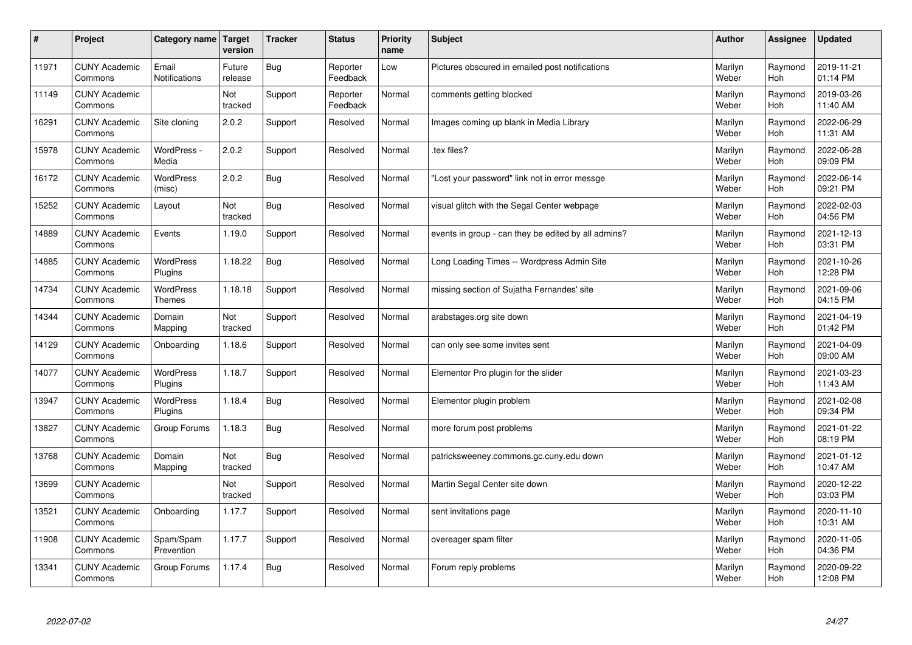| # | Project | Category name | Target version | Tracker | Status | Priority name | Subject | Author | Assignee | Updated |
|---|---|---|---|---|---|---|---|---|---|---|
| 11971 | CUNY Academic Commons | Email Notifications | Future release | Bug | Reporter Feedback | Low | Pictures obscured in emailed post notifications | Marilyn Weber | Raymond Hoh | 2019-11-21 01:14 PM |
| 11149 | CUNY Academic Commons | | Not tracked | Support | Reporter Feedback | Normal | comments getting blocked | Marilyn Weber | Raymond Hoh | 2019-03-26 11:40 AM |
| 16291 | CUNY Academic Commons | Site cloning | 2.0.2 | Support | Resolved | Normal | Images coming up blank in Media Library | Marilyn Weber | Raymond Hoh | 2022-06-29 11:31 AM |
| 15978 | CUNY Academic Commons | WordPress - Media | 2.0.2 | Support | Resolved | Normal | .tex files? | Marilyn Weber | Raymond Hoh | 2022-06-28 09:09 PM |
| 16172 | CUNY Academic Commons | WordPress (misc) | 2.0.2 | Bug | Resolved | Normal | "Lost your password" link not in error messge | Marilyn Weber | Raymond Hoh | 2022-06-14 09:21 PM |
| 15252 | CUNY Academic Commons | Layout | Not tracked | Bug | Resolved | Normal | visual glitch with the Segal Center webpage | Marilyn Weber | Raymond Hoh | 2022-02-03 04:56 PM |
| 14889 | CUNY Academic Commons | Events | 1.19.0 | Support | Resolved | Normal | events in group - can they be edited by all admins? | Marilyn Weber | Raymond Hoh | 2021-12-13 03:31 PM |
| 14885 | CUNY Academic Commons | WordPress Plugins | 1.18.22 | Bug | Resolved | Normal | Long Loading Times -- Wordpress Admin Site | Marilyn Weber | Raymond Hoh | 2021-10-26 12:28 PM |
| 14734 | CUNY Academic Commons | WordPress Themes | 1.18.18 | Support | Resolved | Normal | missing section of Sujatha Fernandes' site | Marilyn Weber | Raymond Hoh | 2021-09-06 04:15 PM |
| 14344 | CUNY Academic Commons | Domain Mapping | Not tracked | Support | Resolved | Normal | arabstages.org site down | Marilyn Weber | Raymond Hoh | 2021-04-19 01:42 PM |
| 14129 | CUNY Academic Commons | Onboarding | 1.18.6 | Support | Resolved | Normal | can only see some invites sent | Marilyn Weber | Raymond Hoh | 2021-04-09 09:00 AM |
| 14077 | CUNY Academic Commons | WordPress Plugins | 1.18.7 | Support | Resolved | Normal | Elementor Pro plugin for the slider | Marilyn Weber | Raymond Hoh | 2021-03-23 11:43 AM |
| 13947 | CUNY Academic Commons | WordPress Plugins | 1.18.4 | Bug | Resolved | Normal | Elementor plugin problem | Marilyn Weber | Raymond Hoh | 2021-02-08 09:34 PM |
| 13827 | CUNY Academic Commons | Group Forums | 1.18.3 | Bug | Resolved | Normal | more forum post problems | Marilyn Weber | Raymond Hoh | 2021-01-22 08:19 PM |
| 13768 | CUNY Academic Commons | Domain Mapping | Not tracked | Bug | Resolved | Normal | patricksweeney.commons.gc.cuny.edu down | Marilyn Weber | Raymond Hoh | 2021-01-12 10:47 AM |
| 13699 | CUNY Academic Commons | | Not tracked | Support | Resolved | Normal | Martin Segal Center site down | Marilyn Weber | Raymond Hoh | 2020-12-22 03:03 PM |
| 13521 | CUNY Academic Commons | Onboarding | 1.17.7 | Support | Resolved | Normal | sent invitations page | Marilyn Weber | Raymond Hoh | 2020-11-10 10:31 AM |
| 11908 | CUNY Academic Commons | Spam/Spam Prevention | 1.17.7 | Support | Resolved | Normal | overeager spam filter | Marilyn Weber | Raymond Hoh | 2020-11-05 04:36 PM |
| 13341 | CUNY Academic Commons | Group Forums | 1.17.4 | Bug | Resolved | Normal | Forum reply problems | Marilyn Weber | Raymond Hoh | 2020-09-22 12:08 PM |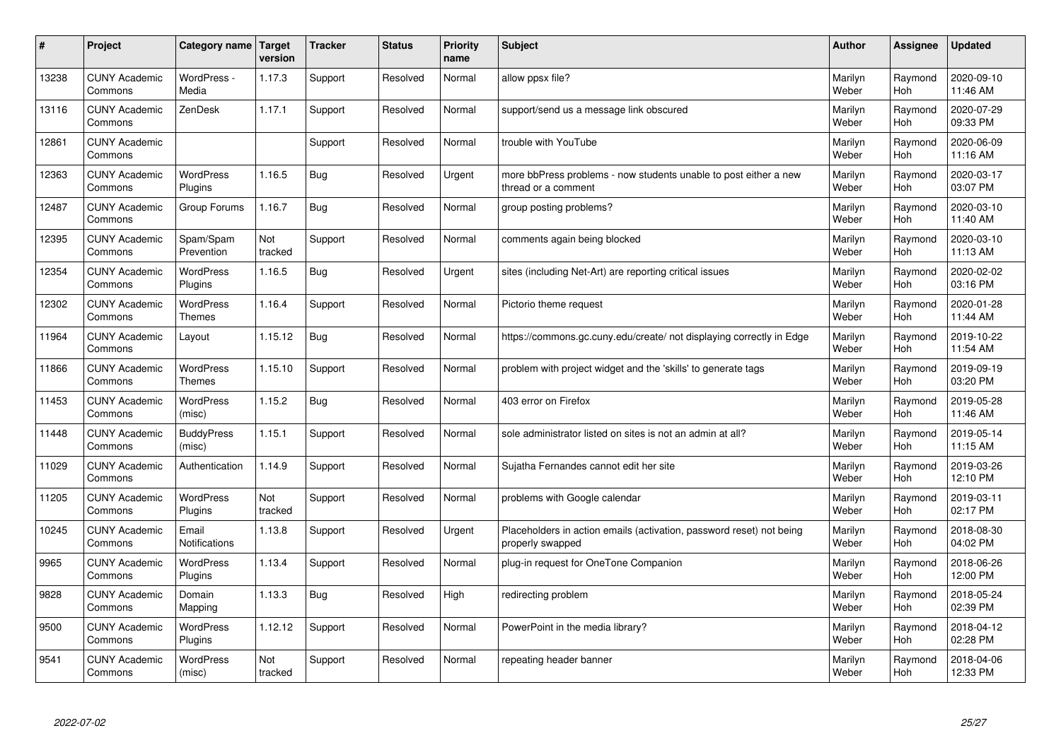| # | Project | Category name | Target version | Tracker | Status | Priority name | Subject | Author | Assignee | Updated |
|---|---|---|---|---|---|---|---|---|---|---|
| 13238 | CUNY Academic Commons | WordPress - Media | 1.17.3 | Support | Resolved | Normal | allow ppsx file? | Marilyn Weber | Raymond Hoh | 2020-09-10 11:46 AM |
| 13116 | CUNY Academic Commons | ZenDesk | 1.17.1 | Support | Resolved | Normal | support/send us a message link obscured | Marilyn Weber | Raymond Hoh | 2020-07-29 09:33 PM |
| 12861 | CUNY Academic Commons | | | Support | Resolved | Normal | trouble with YouTube | Marilyn Weber | Raymond Hoh | 2020-06-09 11:16 AM |
| 12363 | CUNY Academic Commons | WordPress Plugins | 1.16.5 | Bug | Resolved | Urgent | more bbPress problems - now students unable to post either a new thread or a comment | Marilyn Weber | Raymond Hoh | 2020-03-17 03:07 PM |
| 12487 | CUNY Academic Commons | Group Forums | 1.16.7 | Bug | Resolved | Normal | group posting problems? | Marilyn Weber | Raymond Hoh | 2020-03-10 11:40 AM |
| 12395 | CUNY Academic Commons | Spam/Spam Prevention | Not tracked | Support | Resolved | Normal | comments again being blocked | Marilyn Weber | Raymond Hoh | 2020-03-10 11:13 AM |
| 12354 | CUNY Academic Commons | WordPress Plugins | 1.16.5 | Bug | Resolved | Urgent | sites (including Net-Art) are reporting critical issues | Marilyn Weber | Raymond Hoh | 2020-02-02 03:16 PM |
| 12302 | CUNY Academic Commons | WordPress Themes | 1.16.4 | Support | Resolved | Normal | Pictorio theme request | Marilyn Weber | Raymond Hoh | 2020-01-28 11:44 AM |
| 11964 | CUNY Academic Commons | Layout | 1.15.12 | Bug | Resolved | Normal | https://commons.gc.cuny.edu/create/ not displaying correctly in Edge | Marilyn Weber | Raymond Hoh | 2019-10-22 11:54 AM |
| 11866 | CUNY Academic Commons | WordPress Themes | 1.15.10 | Support | Resolved | Normal | problem with project widget and the 'skills' to generate tags | Marilyn Weber | Raymond Hoh | 2019-09-19 03:20 PM |
| 11453 | CUNY Academic Commons | WordPress (misc) | 1.15.2 | Bug | Resolved | Normal | 403 error on Firefox | Marilyn Weber | Raymond Hoh | 2019-05-28 11:46 AM |
| 11448 | CUNY Academic Commons | BuddyPress (misc) | 1.15.1 | Support | Resolved | Normal | sole administrator listed on sites is not an admin at all? | Marilyn Weber | Raymond Hoh | 2019-05-14 11:15 AM |
| 11029 | CUNY Academic Commons | Authentication | 1.14.9 | Support | Resolved | Normal | Sujatha Fernandes cannot edit her site | Marilyn Weber | Raymond Hoh | 2019-03-26 12:10 PM |
| 11205 | CUNY Academic Commons | WordPress Plugins | Not tracked | Support | Resolved | Normal | problems with Google calendar | Marilyn Weber | Raymond Hoh | 2019-03-11 02:17 PM |
| 10245 | CUNY Academic Commons | Email Notifications | 1.13.8 | Support | Resolved | Urgent | Placeholders in action emails (activation, password reset) not being properly swapped | Marilyn Weber | Raymond Hoh | 2018-08-30 04:02 PM |
| 9965 | CUNY Academic Commons | WordPress Plugins | 1.13.4 | Support | Resolved | Normal | plug-in request for OneTone Companion | Marilyn Weber | Raymond Hoh | 2018-06-26 12:00 PM |
| 9828 | CUNY Academic Commons | Domain Mapping | 1.13.3 | Bug | Resolved | High | redirecting problem | Marilyn Weber | Raymond Hoh | 2018-05-24 02:39 PM |
| 9500 | CUNY Academic Commons | WordPress Plugins | 1.12.12 | Support | Resolved | Normal | PowerPoint in the media library? | Marilyn Weber | Raymond Hoh | 2018-04-12 02:28 PM |
| 9541 | CUNY Academic Commons | WordPress (misc) | Not tracked | Support | Resolved | Normal | repeating header banner | Marilyn Weber | Raymond Hoh | 2018-04-06 12:33 PM |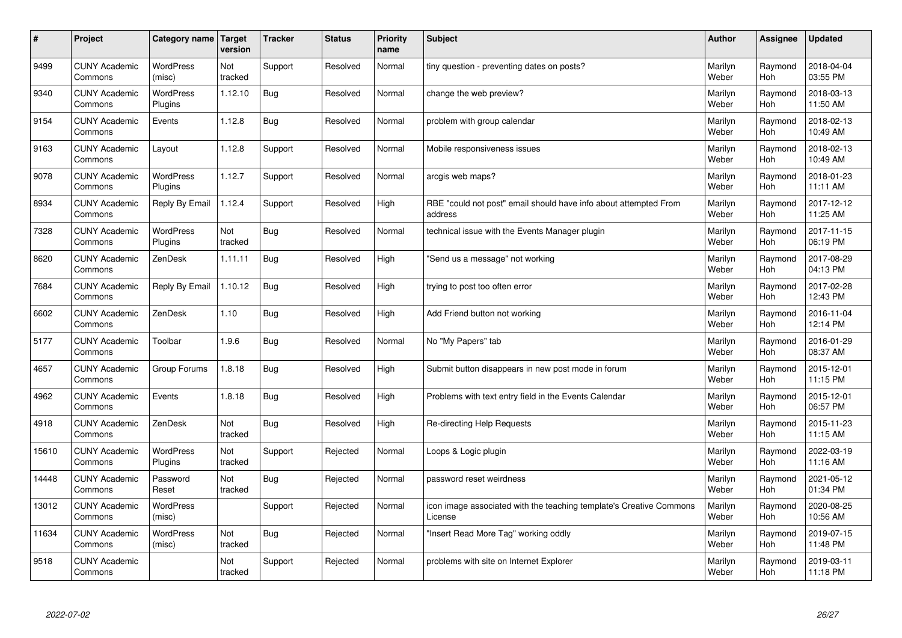| # | Project | Category name | Target version | Tracker | Status | Priority name | Subject | Author | Assignee | Updated |
|---|---|---|---|---|---|---|---|---|---|---|
| 9499 | CUNY Academic Commons | WordPress (misc) | Not tracked | Support | Resolved | Normal | tiny question - preventing dates on posts? | Marilyn Weber | Raymond Hoh | 2018-04-04 03:55 PM |
| 9340 | CUNY Academic Commons | WordPress Plugins | 1.12.10 | Bug | Resolved | Normal | change the web preview? | Marilyn Weber | Raymond Hoh | 2018-03-13 11:50 AM |
| 9154 | CUNY Academic Commons | Events | 1.12.8 | Bug | Resolved | Normal | problem with group calendar | Marilyn Weber | Raymond Hoh | 2018-02-13 10:49 AM |
| 9163 | CUNY Academic Commons | Layout | 1.12.8 | Support | Resolved | Normal | Mobile responsiveness issues | Marilyn Weber | Raymond Hoh | 2018-02-13 10:49 AM |
| 9078 | CUNY Academic Commons | WordPress Plugins | 1.12.7 | Support | Resolved | Normal | arcgis web maps? | Marilyn Weber | Raymond Hoh | 2018-01-23 11:11 AM |
| 8934 | CUNY Academic Commons | Reply By Email | 1.12.4 | Support | Resolved | High | RBE "could not post" email should have info about attempted From address | Marilyn Weber | Raymond Hoh | 2017-12-12 11:25 AM |
| 7328 | CUNY Academic Commons | WordPress Plugins | Not tracked | Bug | Resolved | Normal | technical issue with the Events Manager plugin | Marilyn Weber | Raymond Hoh | 2017-11-15 06:19 PM |
| 8620 | CUNY Academic Commons | ZenDesk | 1.11.11 | Bug | Resolved | High | "Send us a message" not working | Marilyn Weber | Raymond Hoh | 2017-08-29 04:13 PM |
| 7684 | CUNY Academic Commons | Reply By Email | 1.10.12 | Bug | Resolved | High | trying to post too often error | Marilyn Weber | Raymond Hoh | 2017-02-28 12:43 PM |
| 6602 | CUNY Academic Commons | ZenDesk | 1.10 | Bug | Resolved | High | Add Friend button not working | Marilyn Weber | Raymond Hoh | 2016-11-04 12:14 PM |
| 5177 | CUNY Academic Commons | Toolbar | 1.9.6 | Bug | Resolved | Normal | No "My Papers" tab | Marilyn Weber | Raymond Hoh | 2016-01-29 08:37 AM |
| 4657 | CUNY Academic Commons | Group Forums | 1.8.18 | Bug | Resolved | High | Submit button disappears in new post mode in forum | Marilyn Weber | Raymond Hoh | 2015-12-01 11:15 PM |
| 4962 | CUNY Academic Commons | Events | 1.8.18 | Bug | Resolved | High | Problems with text entry field in the Events Calendar | Marilyn Weber | Raymond Hoh | 2015-12-01 06:57 PM |
| 4918 | CUNY Academic Commons | ZenDesk | Not tracked | Bug | Resolved | High | Re-directing Help Requests | Marilyn Weber | Raymond Hoh | 2015-11-23 11:15 AM |
| 15610 | CUNY Academic Commons | WordPress Plugins | Not tracked | Support | Rejected | Normal | Loops & Logic plugin | Marilyn Weber | Raymond Hoh | 2022-03-19 11:16 AM |
| 14448 | CUNY Academic Commons | Password Reset | Not tracked | Bug | Rejected | Normal | password reset weirdness | Marilyn Weber | Raymond Hoh | 2021-05-12 01:34 PM |
| 13012 | CUNY Academic Commons | WordPress (misc) | | Support | Rejected | Normal | icon image associated with the teaching template's Creative Commons License | Marilyn Weber | Raymond Hoh | 2020-08-25 10:56 AM |
| 11634 | CUNY Academic Commons | WordPress (misc) | Not tracked | Bug | Rejected | Normal | "Insert Read More Tag" working oddly | Marilyn Weber | Raymond Hoh | 2019-07-15 11:48 PM |
| 9518 | CUNY Academic Commons | | Not tracked | Support | Rejected | Normal | problems with site on Internet Explorer | Marilyn Weber | Raymond Hoh | 2019-03-11 11:18 PM |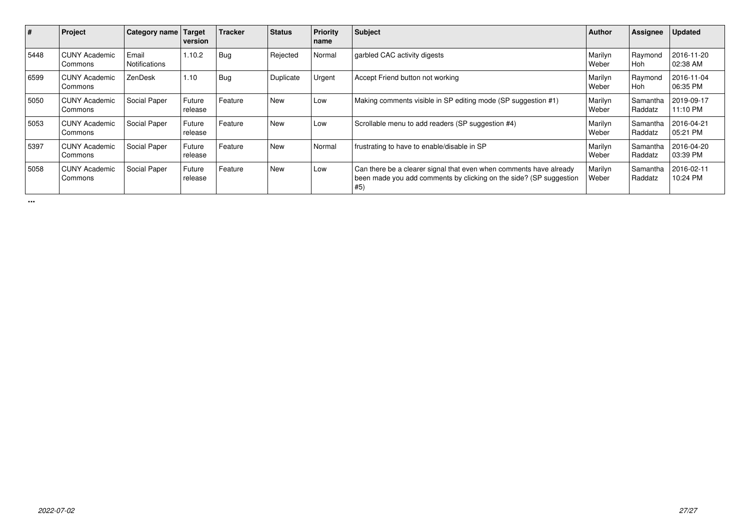| # | Project | Category name | Target version | Tracker | Status | Priority name | Subject | Author | Assignee | Updated |
|---|---|---|---|---|---|---|---|---|---|---|
| 5448 | CUNY Academic Commons | Email Notifications | 1.10.2 | Bug | Rejected | Normal | garbled CAC activity digests | Marilyn Weber | Raymond Hoh | 2016-11-20 02:38 AM |
| 6599 | CUNY Academic Commons | ZenDesk | 1.10 | Bug | Duplicate | Urgent | Accept Friend button not working | Marilyn Weber | Raymond Hoh | 2016-11-04 06:35 PM |
| 5050 | CUNY Academic Commons | Social Paper | Future release | Feature | New | Low | Making comments visible in SP editing mode (SP suggestion #1) | Marilyn Weber | Samantha Raddatz | 2019-09-17 11:10 PM |
| 5053 | CUNY Academic Commons | Social Paper | Future release | Feature | New | Low | Scrollable menu to add readers (SP suggestion #4) | Marilyn Weber | Samantha Raddatz | 2016-04-21 05:21 PM |
| 5397 | CUNY Academic Commons | Social Paper | Future release | Feature | New | Normal | frustrating to have to enable/disable in SP | Marilyn Weber | Samantha Raddatz | 2016-04-20 03:39 PM |
| 5058 | CUNY Academic Commons | Social Paper | Future release | Feature | New | Low | Can there be a clearer signal that even when comments have already been made you add comments by clicking on the side? (SP suggestion #5) | Marilyn Weber | Samantha Raddatz | 2016-02-11 10:24 PM |

...